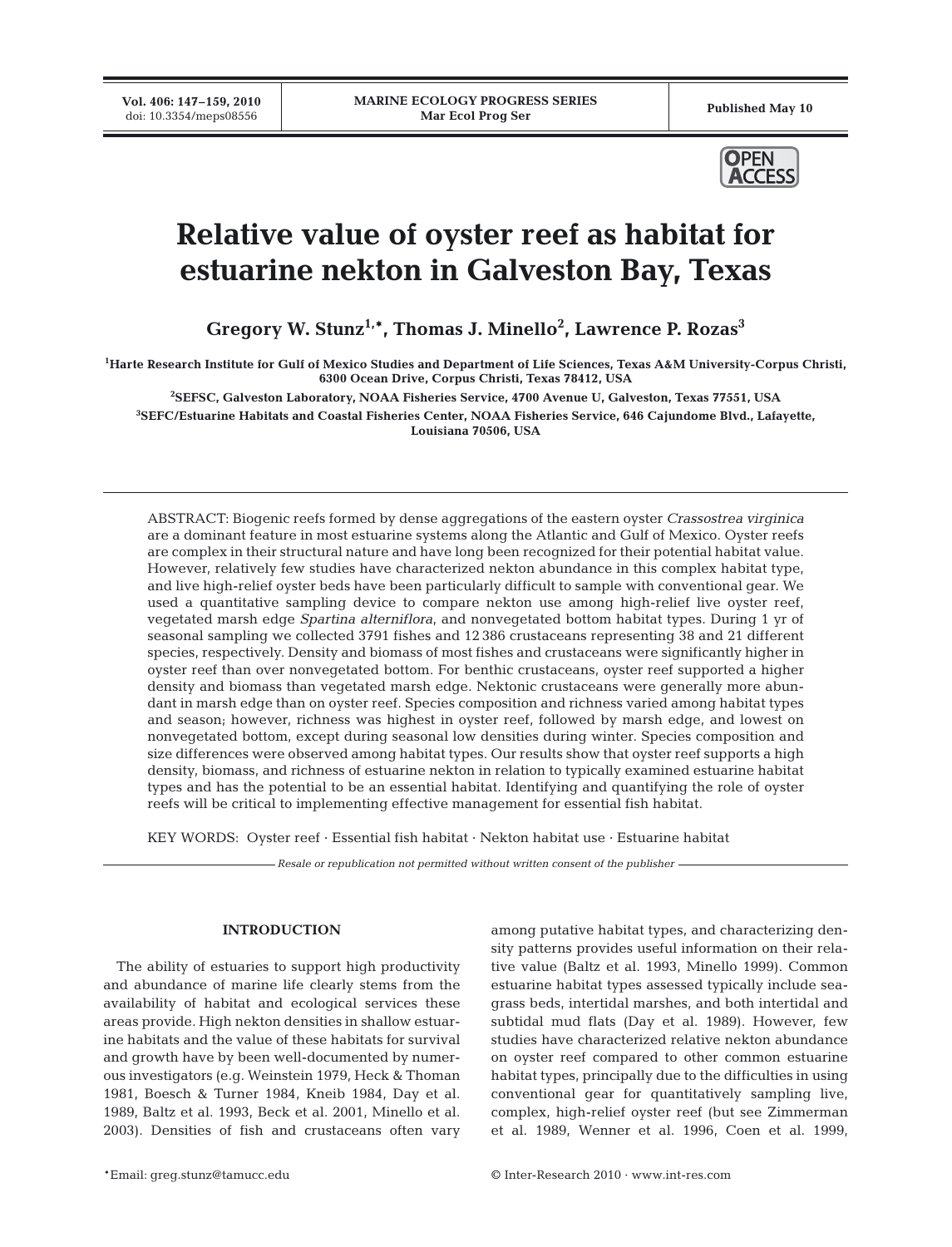# Relative value of oyster reef as habitat for estuarine nekton in Galveston Bay, Texas

**Gregory W. Stunz[1,*], Thomas J. Minello[2], Lawrence P. Rozas[3]**

[1]Harte Research Institute for Gulf of Mexico Studies and Department of Life Sciences, Texas A&M University-Corpus Christi, 6300 Ocean Drive, Corpus Christi, Texas 78412, USA

[2]SEFSC, Galveston Laboratory, NOAA Fisheries Service, 4700 Avenue U, Galveston, Texas 77551, USA

[3]SEFC/Estuarine Habitats and Coastal Fisheries Center, NOAA Fisheries Service, 646 Cajundome Blvd., Lafayette, Louisiana 70506, USA

ABSTRACT: Biogenic reefs formed by dense aggregations of the eastern oyster *Crassostrea virginica* are a dominant feature in most estuarine systems along the Atlantic and Gulf of Mexico. Oyster reefs are complex in their structural nature and have long been recognized for their potential habitat value. However, relatively few studies have characterized nekton abundance in this complex habitat type, and live high-relief oyster beds have been particularly difficult to sample with conventional gear. We used a quantitative sampling device to compare nekton use among high-relief live oyster reef, vegetated marsh edge *Spartina alterniflora*, and nonvegetated bottom habitat types. During 1 yr of seasonal sampling we collected 3791 fishes and 12 386 crustaceans representing 38 and 21 different species, respectively. Density and biomass of most fishes and crustaceans were significantly higher in oyster reef than over nonvegetated bottom. For benthic crustaceans, oyster reef supported a higher density and biomass than vegetated marsh edge. Nektonic crustaceans were generally more abundant in marsh edge than on oyster reef. Species composition and richness varied among habitat types and season; however, richness was highest in oyster reef, followed by marsh edge, and lowest on nonvegetated bottom, except during seasonal low densities during winter. Species composition and size differences were observed among habitat types. Our results show that oyster reef supports a high density, biomass, and richness of estuarine nekton in relation to typically examined estuarine habitat types and has the potential to be an essential habitat. Identifying and quantifying the role of oyster reefs will be critical to implementing effective management for essential fish habitat.

KEY WORDS: Oyster reef · Essential fish habitat · Nekton habitat use · Estuarine habitat

*Resale or republication not permitted without written consent of the publisher*

## INTRODUCTION

The ability of estuaries to support high productivity and abundance of marine life clearly stems from the availability of habitat and ecological services these areas provide. High nekton densities in shallow estuarine habitats and the value of these habitats for survival and growth have by been well-documented by numerous investigators (e.g. Weinstein 1979, Heck & Thoman 1981, Boesch & Turner 1984, Kneib 1984, Day et al. 1989, Baltz et al. 1993, Beck et al. 2001, Minello et al. 2003). Densities of fish and crustaceans often vary among putative habitat types, and characterizing density patterns provides useful information on their relative value (Baltz et al. 1993, Minello 1999). Common estuarine habitat types assessed typically include seagrass beds, intertidal marshes, and both intertidal and subtidal mud flats (Day et al. 1989). However, few studies have characterized relative nekton abundance on oyster reef compared to other common estuarine habitat types, principally due to the difficulties in using conventional gear for quantitatively sampling live, complex, high-relief oyster reef (but see Zimmerman et al. 1989, Wenner et al. 1996, Coen et al. 1999,

*Email: greg.stunz@tamucc.edu

© Inter-Research 2010 · www.int-res.com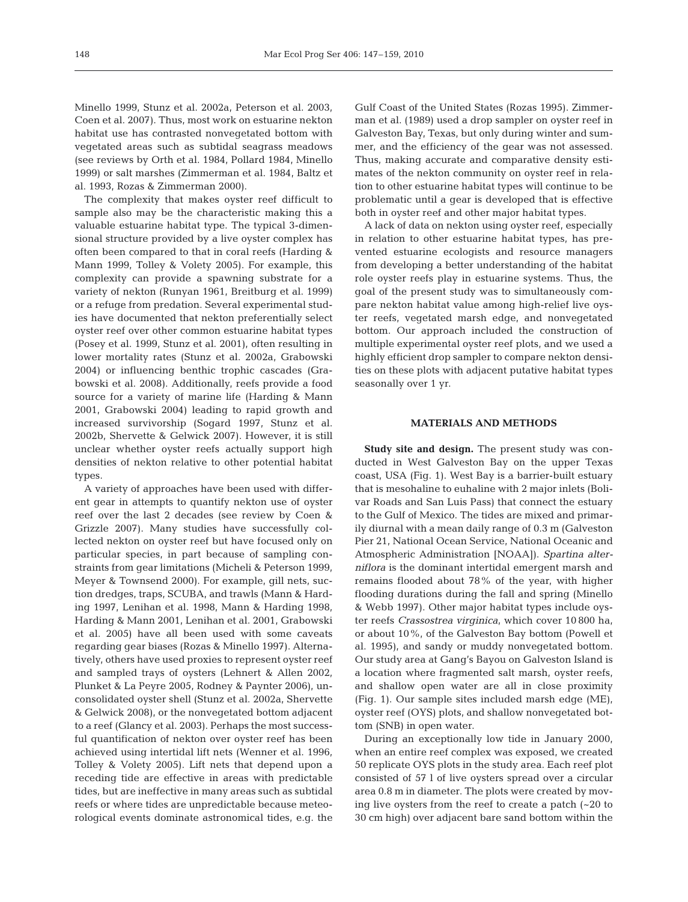Minello 1999, Stunz et al. 2002a, Peterson et al. 2003, Coen et al. 2007). Thus, most work on estuarine nekton habitat use has contrasted nonvegetated bottom with vegetated areas such as subtidal seagrass meadows (see reviews by Orth et al. 1984, Pollard 1984, Minello 1999) or salt marshes (Zimmerman et al. 1984, Baltz et al. 1993, Rozas & Zimmerman 2000).

The complexity that makes oyster reef difficult to sample also may be the characteristic making this a valuable estuarine habitat type. The typical 3-dimensional structure provided by a live oyster complex has often been compared to that in coral reefs (Harding & Mann 1999, Tolley & Volety 2005). For example, this complexity can provide a spawning substrate for a variety of nekton (Runyan 1961, Breitburg et al. 1999) or a refuge from predation. Several experimental studies have documented that nekton preferentially select oyster reef over other common estuarine habitat types (Posey et al. 1999, Stunz et al. 2001), often resulting in lower mortality rates (Stunz et al. 2002a, Grabowski 2004) or influencing benthic trophic cascades (Grabowski et al. 2008). Additionally, reefs provide a food source for a variety of marine life (Harding & Mann 2001, Grabowski 2004) leading to rapid growth and increased survivorship (Sogard 1997, Stunz et al. 2002b, Shervette & Gelwick 2007). However, it is still unclear whether oyster reefs actually support high densities of nekton relative to other potential habitat types.

A variety of approaches have been used with different gear in attempts to quantify nekton use of oyster reef over the last 2 decades (see review by Coen & Grizzle 2007). Many studies have successfully collected nekton on oyster reef but have focused only on particular species, in part because of sampling constraints from gear limitations (Micheli & Peterson 1999, Meyer & Townsend 2000). For example, gill nets, suction dredges, traps, SCUBA, and trawls (Mann & Harding 1997, Lenihan et al. 1998, Mann & Harding 1998, Harding & Mann 2001, Lenihan et al. 2001, Grabowski et al. 2005) have all been used with some caveats regarding gear biases (Rozas & Minello 1997). Alternatively, others have used proxies to represent oyster reef and sampled trays of oysters (Lehnert & Allen 2002, Plunket & La Peyre 2005, Rodney & Paynter 2006), unconsolidated oyster shell (Stunz et al. 2002a, Shervette & Gelwick 2008), or the nonvegetated bottom adjacent to a reef (Glancy et al. 2003). Perhaps the most successful quantification of nekton over oyster reef has been achieved using intertidal lift nets (Wenner et al. 1996, Tolley & Volety 2005). Lift nets that depend upon a receding tide are effective in areas with predictable tides, but are ineffective in many areas such as subtidal reefs or where tides are unpredictable because meteorological events dominate astronomical tides, e.g. the Gulf Coast of the United States (Rozas 1995). Zimmerman et al. (1989) used a drop sampler on oyster reef in Galveston Bay, Texas, but only during winter and summer, and the efficiency of the gear was not assessed. Thus, making accurate and comparative density estimates of the nekton community on oyster reef in relation to other estuarine habitat types will continue to be problematic until a gear is developed that is effective both in oyster reef and other major habitat types.

A lack of data on nekton using oyster reef, especially in relation to other estuarine habitat types, has prevented estuarine ecologists and resource managers from developing a better understanding of the habitat role oyster reefs play in estuarine systems. Thus, the goal of the present study was to simultaneously compare nekton habitat value among high-relief live oyster reefs, vegetated marsh edge, and nonvegetated bottom. Our approach included the construction of multiple experimental oyster reef plots, and we used a highly efficient drop sampler to compare nekton densities on these plots with adjacent putative habitat types seasonally over 1 yr.

## MATERIALS AND METHODS

**Study site and design.** The present study was conducted in West Galveston Bay on the upper Texas coast, USA (Fig. 1). West Bay is a barrier-built estuary that is mesohaline to euhaline with 2 major inlets (Bolivar Roads and San Luis Pass) that connect the estuary to the Gulf of Mexico. The tides are mixed and primarily diurnal with a mean daily range of 0.3 m (Galveston Pier 21, National Ocean Service, National Oceanic and Atmospheric Administration [NOAA]). *Spartina alterniflora* is the dominant intertidal emergent marsh and remains flooded about 78% of the year, with higher flooding durations during the fall and spring (Minello & Webb 1997). Other major habitat types include oyster reefs *Crassostrea virginica*, which cover 10 800 ha, or about 10%, of the Galveston Bay bottom (Powell et al. 1995), and sandy or muddy nonvegetated bottom. Our study area at Gang's Bayou on Galveston Island is a location where fragmented salt marsh, oyster reefs, and shallow open water are all in close proximity (Fig. 1). Our sample sites included marsh edge (ME), oyster reef (OYS) plots, and shallow nonvegetated bottom (SNB) in open water.

During an exceptionally low tide in January 2000, when an entire reef complex was exposed, we created 50 replicate OYS plots in the study area. Each reef plot consisted of 57 l of live oysters spread over a circular area 0.8 m in diameter. The plots were created by moving live oysters from the reef to create a patch (~20 to 30 cm high) over adjacent bare sand bottom within the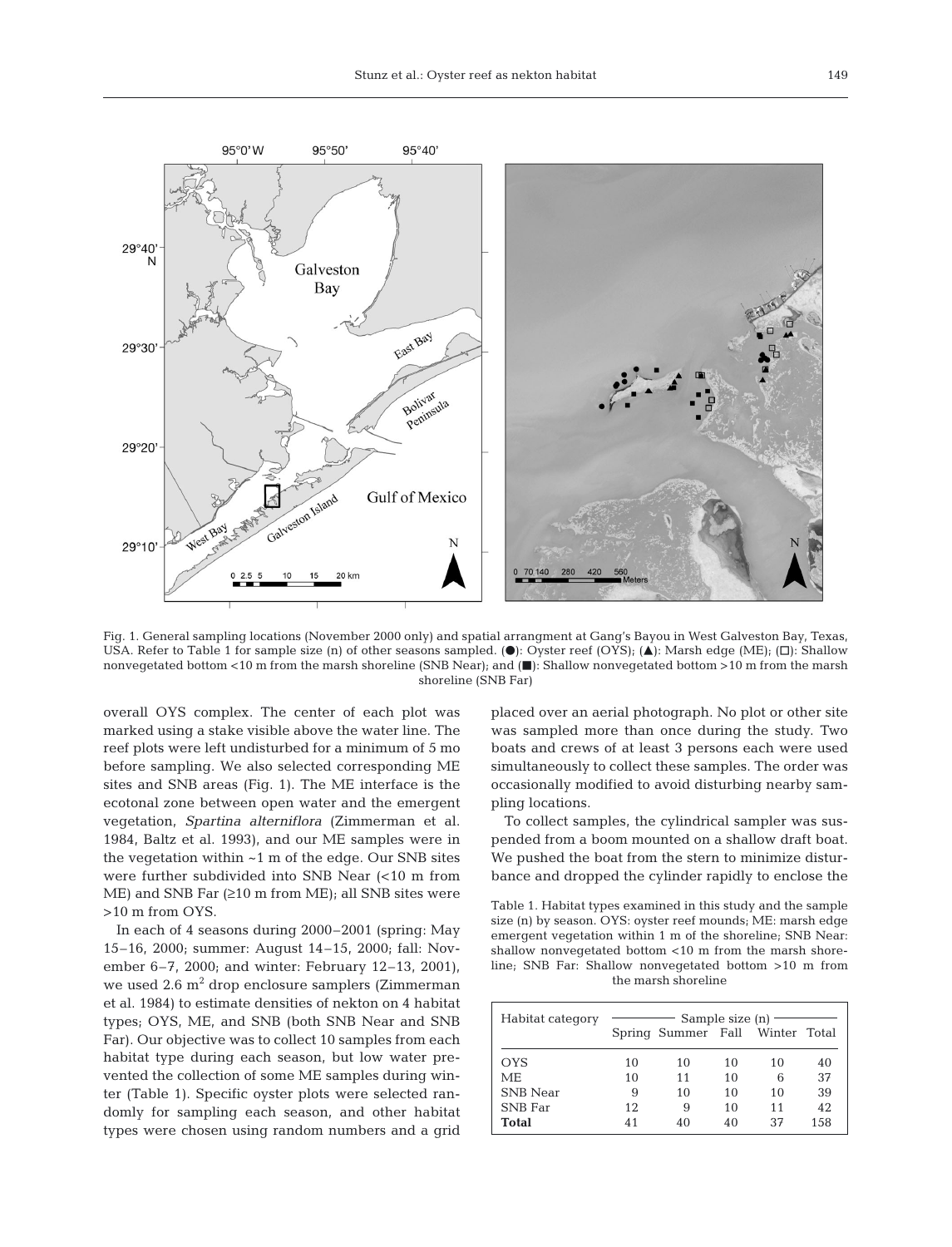Fig. 1. General sampling locations (November 2000 only) and spatial arrangment at Gang's Bayou in West Galveston Bay, Texas, USA. Refer to Table 1 for sample size (n) of other seasons sampled. (●): Oyster reef (OYS); (▲): Marsh edge (ME); (□): Shallow nonvegetated bottom <10 m from the marsh shoreline (SNB Near); and (■): Shallow nonvegetated bottom >10 m from the marsh shoreline (SNB Far)

overall OYS complex. The center of each plot was marked using a stake visible above the water line. The reef plots were left undisturbed for a minimum of 5 mo before sampling. We also selected corresponding ME sites and SNB areas (Fig. 1). The ME interface is the ecotonal zone between open water and the emergent vegetation, *Spartina alterniflora* (Zimmerman et al. 1984, Baltz et al. 1993), and our ME samples were in the vegetation within ~1 m of the edge. Our SNB sites were further subdivided into SNB Near (<10 m from ME) and SNB Far (≥10 m from ME); all SNB sites were >10 m from OYS.

In each of 4 seasons during 2000–2001 (spring: May 15–16, 2000; summer: August 14–15, 2000; fall: November 6–7, 2000; and winter: February 12–13, 2001), we used 2.6 $m^2$ drop enclosure samplers (Zimmerman et al. 1984) to estimate densities of nekton on 4 habitat types; OYS, ME, and SNB (both SNB Near and SNB Far). Our objective was to collect 10 samples from each habitat type during each season, but low water prevented the collection of some ME samples during winter (Table 1). Specific oyster plots were selected randomly for sampling each season, and other habitat types were chosen using random numbers and a grid placed over an aerial photograph. No plot or other site was sampled more than once during the study. Two boats and crews of at least 3 persons each were used simultaneously to collect these samples. The order was occasionally modified to avoid disturbing nearby sampling locations.

To collect samples, the cylindrical sampler was suspended from a boom mounted on a shallow draft boat. We pushed the boat from the stern to minimize disturbance and dropped the cylinder rapidly to enclose the

Table 1. Habitat types examined in this study and the sample size (n) by season. OYS: oyster reef mounds; ME: marsh edge emergent vegetation within 1 m of the shoreline; SNB Near: shallow nonvegetated bottom <10 m from the marsh shoreline; SNB Far: Shallow nonvegetated bottom >10 m from the marsh shoreline

| Habitat category | Sample size (n) | | | | |
|---|---|---|---|---|---|
| | Spring | Summer | Fall | Winter | Total |
| OYS | 10 | 10 | 10 | 10 | 40 |
| ME | 10 | 11 | 10 | 6 | 37 |
| SNB Near | 9 | 10 | 10 | 10 | 39 |
| SNB Far | 12 | 9 | 10 | 11 | 42 |
| **Total** | 41 | 40 | 40 | 37 | 158 |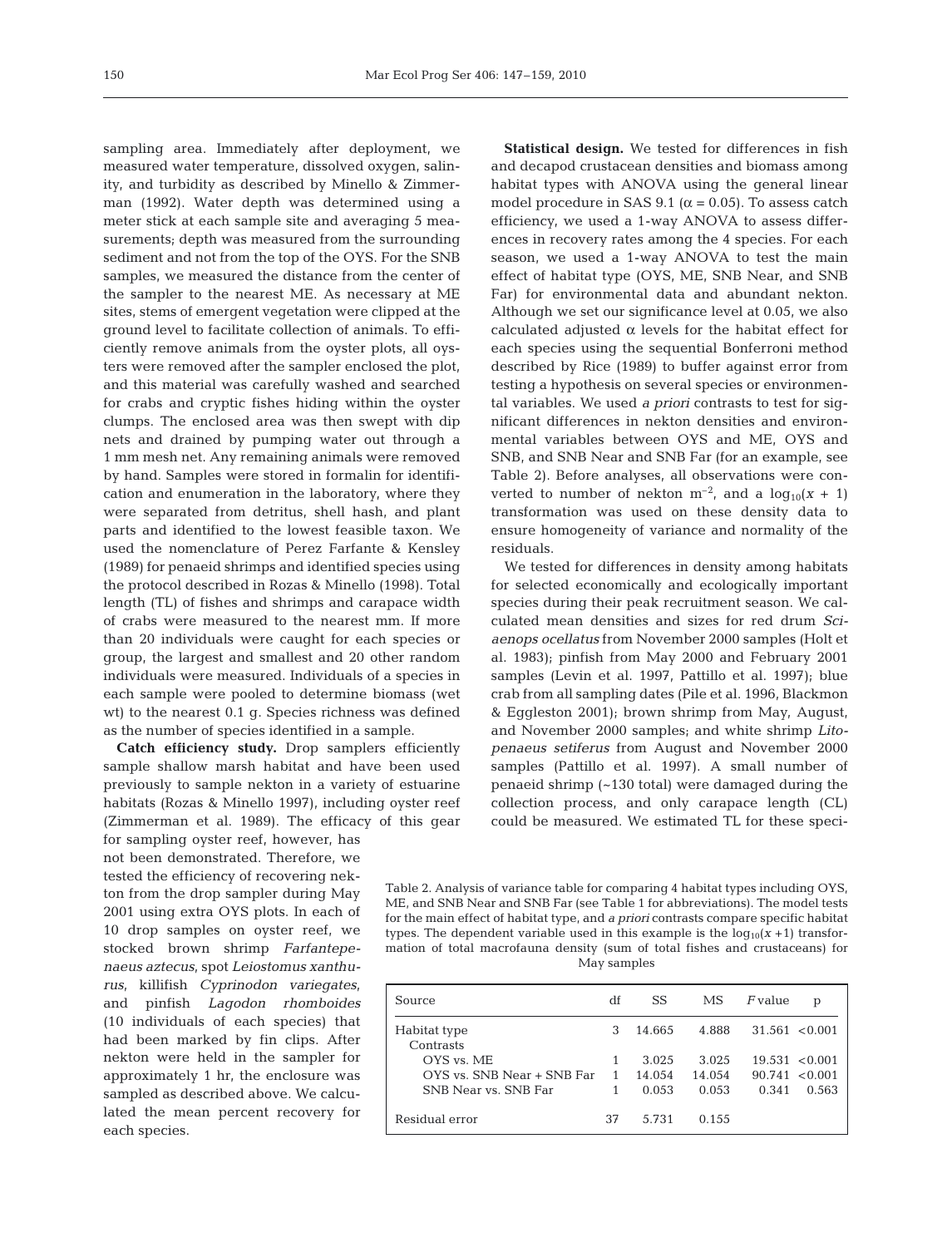sampling area. Immediately after deployment, we measured water temperature, dissolved oxygen, salinity, and turbidity as described by Minello & Zimmerman (1992). Water depth was determined using a meter stick at each sample site and averaging 5 measurements; depth was measured from the surrounding sediment and not from the top of the OYS. For the SNB samples, we measured the distance from the center of the sampler to the nearest ME. As necessary at ME sites, stems of emergent vegetation were clipped at the ground level to facilitate collection of animals. To efficiently remove animals from the oyster plots, all oysters were removed after the sampler enclosed the plot, and this material was carefully washed and searched for crabs and cryptic fishes hiding within the oyster clumps. The enclosed area was then swept with dip nets and drained by pumping water out through a 1 mm mesh net. Any remaining animals were removed by hand. Samples were stored in formalin for identification and enumeration in the laboratory, where they were separated from detritus, shell hash, and plant parts and identified to the lowest feasible taxon. We used the nomenclature of Perez Farfante & Kensley (1989) for penaeid shrimps and identified species using the protocol described in Rozas & Minello (1998). Total length (TL) of fishes and shrimps and carapace width of crabs were measured to the nearest mm. If more than 20 individuals were caught for each species or group, the largest and smallest and 20 other random individuals were measured. Individuals of a species in each sample were pooled to determine biomass (wet wt) to the nearest 0.1 g. Species richness was defined as the number of species identified in a sample.

**Catch efficiency study.** Drop samplers efficiently sample shallow marsh habitat and have been used previously to sample nekton in a variety of estuarine habitats (Rozas & Minello 1997), including oyster reef (Zimmerman et al. 1989). The efficacy of this gear for sampling oyster reef, however, has not been demonstrated. Therefore, we tested the efficiency of recovering nekton from the drop sampler during May 2001 using extra OYS plots. In each of 10 drop samples on oyster reef, we stocked brown shrimp *Farfantepenaeus aztecus*, spot *Leiostomus xanthurus*, killifish *Cyprinodon variegates*, and pinfish *Lagodon rhomboides* (10 individuals of each species) that had been marked by fin clips. After nekton were held in the sampler for approximately 1 hr, the enclosure was sampled as described above. We calculated the mean percent recovery for each species.

**Statistical design.** We tested for differences in fish and decapod crustacean densities and biomass among habitat types with ANOVA using the general linear model procedure in SAS 9.1 ($\alpha = 0.05$). To assess catch efficiency, we used a 1-way ANOVA to assess differences in recovery rates among the 4 species. For each season, we used a 1-way ANOVA to test the main effect of habitat type (OYS, ME, SNB Near, and SNB Far) for environmental data and abundant nekton. Although we set our significance level at 0.05, we also calculated adjusted $\alpha$ levels for the habitat effect for each species using the sequential Bonferroni method described by Rice (1989) to buffer against error from testing a hypothesis on several species or environmental variables. We used *a priori* contrasts to test for significant differences in nekton densities and environmental variables between OYS and ME, OYS and SNB, and SNB Near and SNB Far (for an example, see Table 2). Before analyses, all observations were converted to number of nekton m$^{-2}$, and a $\log_{10}(x + 1)$ transformation was used on these density data to ensure homogeneity of variance and normality of the residuals.

We tested for differences in density among habitats for selected economically and ecologically important species during their peak recruitment season. We calculated mean densities and sizes for red drum *Sciaenops ocellatus* from November 2000 samples (Holt et al. 1983); pinfish from May 2000 and February 2001 samples (Levin et al. 1997, Pattillo et al. 1997); blue crab from all sampling dates (Pile et al. 1996, Blackmon & Eggleston 2001); brown shrimp from May, August, and November 2000 samples; and white shrimp *Litopenaeus setiferus* from August and November 2000 samples (Pattillo et al. 1997). A small number of penaeid shrimp (~130 total) were damaged during the collection process, and only carapace length (CL) could be measured. We estimated TL for these speci-

Table 2. Analysis of variance table for comparing 4 habitat types including OYS, ME, and SNB Near and SNB Far (see Table 1 for abbreviations). The model tests for the main effect of habitat type, and *a priori* contrasts compare specific habitat types. The dependent variable used in this example is the $\log_{10}(x+1)$ transformation of total macrofauna density (sum of total fishes and crustaceans) for May samples

| Source | df | SS | MS | *F* value | p |
|---|---|---|---|---|---|
| Habitat type | 3 | 14.665 | 4.888 | 31.561 | <0.001 |
| Contrasts | | | | | |
| OYS vs. ME | 1 | 3.025 | 3.025 | 19.531 | <0.001 |
| OYS vs. SNB Near + SNB Far | 1 | 14.054 | 14.054 | 90.741 | <0.001 |
| SNB Near vs. SNB Far | 1 | 0.053 | 0.053 | 0.341 | 0.563 |
| Residual error | 37 | 5.731 | 0.155 | | |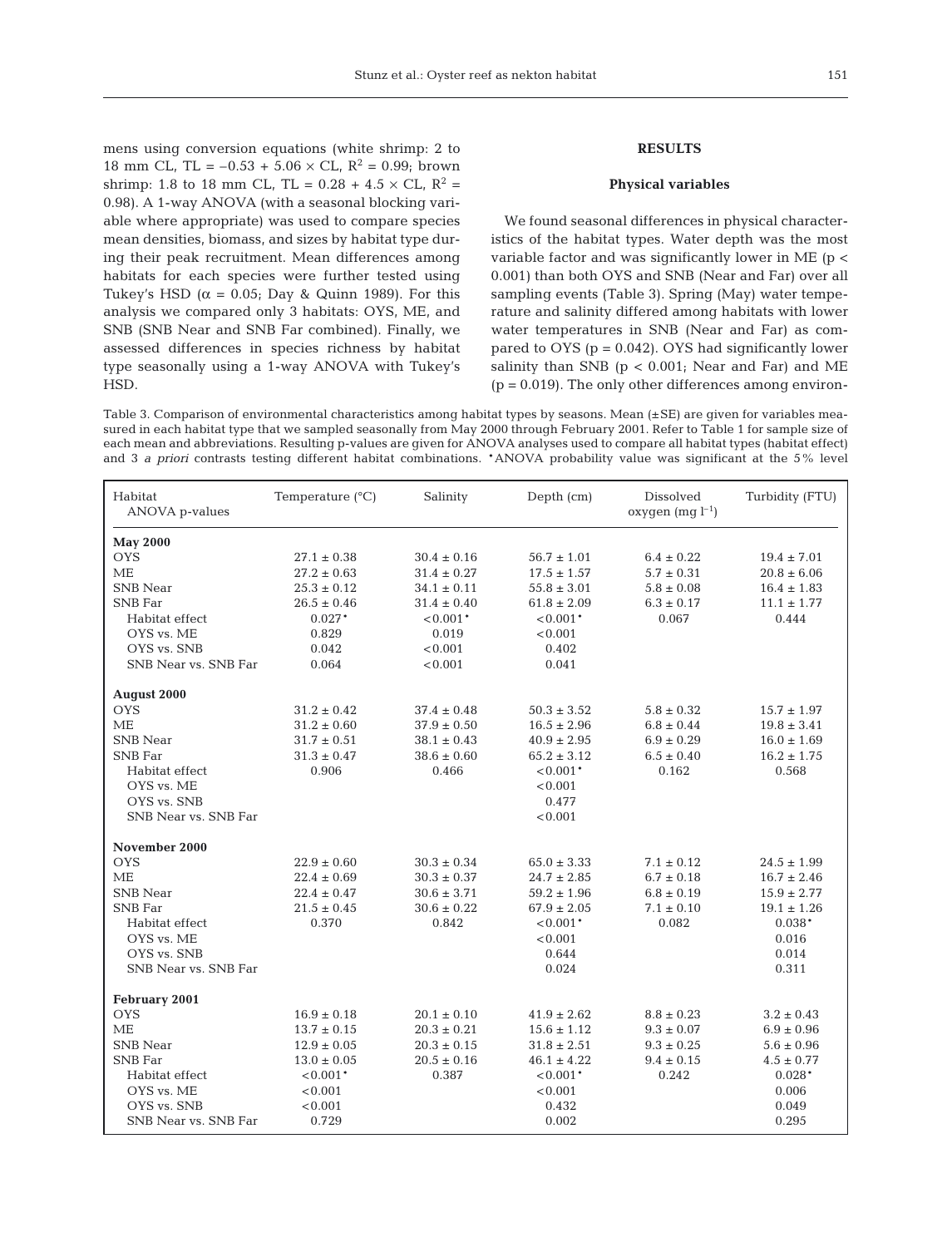mens using conversion equations (white shrimp: 2 to 18 mm CL, TL = $-0.53 + 5.06 \times$ CL, $R^2 = 0.99$; brown shrimp: 1.8 to 18 mm CL, TL = $0.28 + 4.5 \times$ CL, $R^2 = 0.98$). A 1-way ANOVA (with a seasonal blocking variable where appropriate) was used to compare species mean densities, biomass, and sizes by habitat type during their peak recruitment. Mean differences among habitats for each species were further tested using Tukey's HSD ($\alpha = 0.05$; Day & Quinn 1989). For this analysis we compared only 3 habitats: OYS, ME, and SNB (SNB Near and SNB Far combined). Finally, we assessed differences in species richness by habitat type seasonally using a 1-way ANOVA with Tukey's HSD.

## RESULTS

### Physical variables

We found seasonal differences in physical characteristics of the habitat types. Water depth was the most variable factor and was significantly lower in ME ($p < 0.001$) than both OYS and SNB (Near and Far) over all sampling events (Table 3). Spring (May) water temperature and salinity differed among habitats with lower water temperatures in SNB (Near and Far) as compared to OYS ($p = 0.042$). OYS had significantly lower salinity than SNB ($p < 0.001$; Near and Far) and ME ($p = 0.019$). The only other differences among environ-

Table 3. Comparison of environmental characteristics among habitat types by seasons. Mean (±SE) are given for variables measured in each habitat type that we sampled seasonally from May 2000 through February 2001. Refer to Table 1 for sample size of each mean and abbreviations. Resulting p-values are given for ANOVA analyses used to compare all habitat types (habitat effect) and 3 *a priori* contrasts testing different habitat combinations. *ANOVA probability value was significant at the 5% level

| Habitat<br>ANOVA p-values | Temperature (°C) | Salinity | Depth (cm) | Dissolved oxygen (mg $l^{-1}$) | Turbidity (FTU) |
|---|---|---|---|---|---|
| **May 2000** | | | | | |
| OYS | 27.1 ± 0.38 | 30.4 ± 0.16 | 56.7 ± 1.01 | 6.4 ± 0.22 | 19.4 ± 7.01 |
| ME | 27.2 ± 0.63 | 31.4 ± 0.27 | 17.5 ± 1.57 | 5.7 ± 0.31 | 20.8 ± 6.06 |
| SNB Near | 25.3 ± 0.12 | 34.1 ± 0.11 | 55.8 ± 3.01 | 5.8 ± 0.08 | 16.4 ± 1.83 |
| SNB Far | 26.5 ± 0.46 | 31.4 ± 0.40 | 61.8 ± 2.09 | 6.3 ± 0.17 | 11.1 ± 1.77 |
| Habitat effect | 0.027* | <0.001* | <0.001* | 0.067 | 0.444 |
| OYS vs. ME | 0.829 | 0.019 | <0.001 | | |
| OYS vs. SNB | 0.042 | <0.001 | 0.402 | | |
| SNB Near vs. SNB Far | 0.064 | <0.001 | 0.041 | | |
| **August 2000** | | | | | |
| OYS | 31.2 ± 0.42 | 37.4 ± 0.48 | 50.3 ± 3.52 | 5.8 ± 0.32 | 15.7 ± 1.97 |
| ME | 31.2 ± 0.60 | 37.9 ± 0.50 | 16.5 ± 2.96 | 6.8 ± 0.44 | 19.8 ± 3.41 |
| SNB Near | 31.7 ± 0.51 | 38.1 ± 0.43 | 40.9 ± 2.95 | 6.9 ± 0.29 | 16.0 ± 1.69 |
| SNB Far | 31.3 ± 0.47 | 38.6 ± 0.60 | 65.2 ± 3.12 | 6.5 ± 0.40 | 16.2 ± 1.75 |
| Habitat effect | 0.906 | 0.466 | <0.001* | 0.162 | 0.568 |
| OYS vs. ME | | | <0.001 | | |
| OYS vs. SNB | | | 0.477 | | |
| SNB Near vs. SNB Far | | | <0.001 | | |
| **November 2000** | | | | | |
| OYS | 22.9 ± 0.60 | 30.3 ± 0.34 | 65.0 ± 3.33 | 7.1 ± 0.12 | 24.5 ± 1.99 |
| ME | 22.4 ± 0.69 | 30.3 ± 0.37 | 24.7 ± 2.85 | 6.7 ± 0.18 | 16.7 ± 2.46 |
| SNB Near | 22.4 ± 0.47 | 30.6 ± 3.71 | 59.2 ± 1.96 | 6.8 ± 0.19 | 15.9 ± 2.77 |
| SNB Far | 21.5 ± 0.45 | 30.6 ± 0.22 | 67.9 ± 2.05 | 7.1 ± 0.10 | 19.1 ± 1.26 |
| Habitat effect | 0.370 | 0.842 | <0.001* | 0.082 | 0.038* |
| OYS vs. ME | | | <0.001 | | 0.016 |
| OYS vs. SNB | | | 0.644 | | 0.014 |
| SNB Near vs. SNB Far | | | 0.024 | | 0.311 |
| **February 2001** | | | | | |
| OYS | 16.9 ± 0.18 | 20.1 ± 0.10 | 41.9 ± 2.62 | 8.8 ± 0.23 | 3.2 ± 0.43 |
| ME | 13.7 ± 0.15 | 20.3 ± 0.21 | 15.6 ± 1.12 | 9.3 ± 0.07 | 6.9 ± 0.96 |
| SNB Near | 12.9 ± 0.05 | 20.3 ± 0.15 | 31.8 ± 2.51 | 9.3 ± 0.25 | 5.6 ± 0.96 |
| SNB Far | 13.0 ± 0.05 | 20.5 ± 0.16 | 46.1 ± 4.22 | 9.4 ± 0.15 | 4.5 ± 0.77 |
| Habitat effect | <0.001* | 0.387 | <0.001* | 0.242 | 0.028* |
| OYS vs. ME | <0.001 | | <0.001 | | 0.006 |
| OYS vs. SNB | <0.001 | | 0.432 | | 0.049 |
| SNB Near vs. SNB Far | 0.729 | | 0.002 | | 0.295 |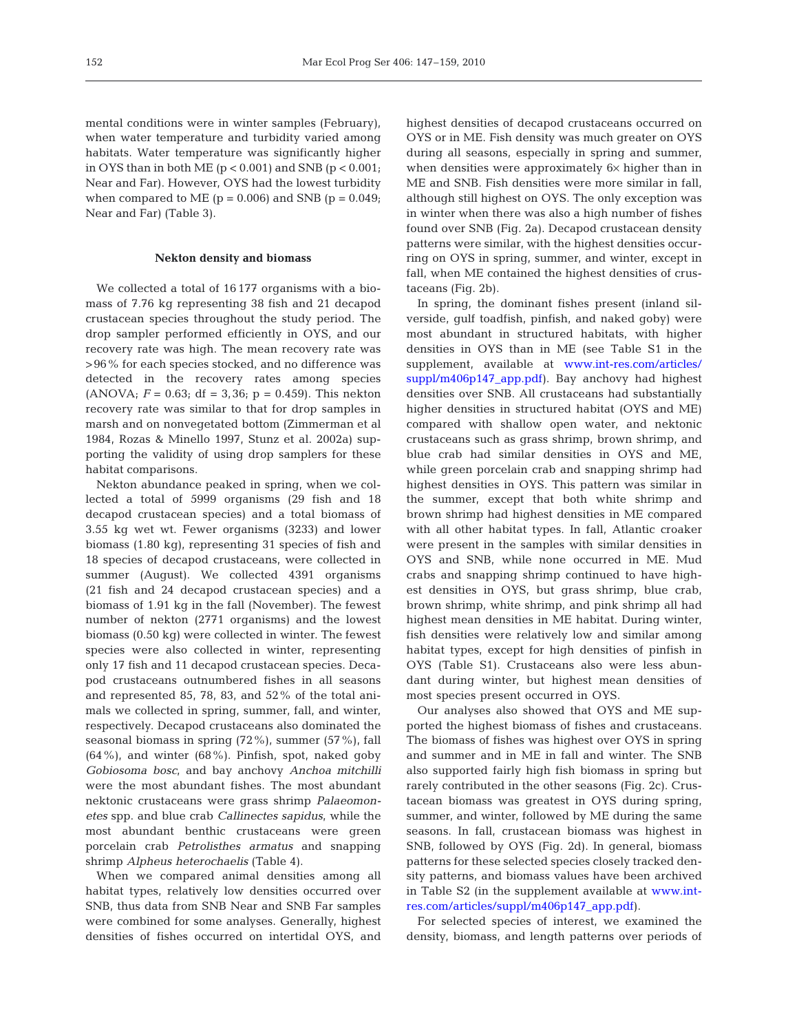mental conditions were in winter samples (February), when water temperature and turbidity varied among habitats. Water temperature was significantly higher in OYS than in both ME ($p < 0.001$) and SNB ($p < 0.001$; Near and Far). However, OYS had the lowest turbidity when compared to ME ($p = 0.006$) and SNB ($p = 0.049$; Near and Far) (Table 3).

### Nekton density and biomass

We collected a total of 16 177 organisms with a biomass of 7.76 kg representing 38 fish and 21 decapod crustacean species throughout the study period. The drop sampler performed efficiently in OYS, and our recovery rate was high. The mean recovery rate was >96% for each species stocked, and no difference was detected in the recovery rates among species (ANOVA; $F = 0.63$; df = 3,36; $p = 0.459$). This nekton recovery rate was similar to that for drop samples in marsh and on nonvegetated bottom (Zimmerman et al 1984, Rozas & Minello 1997, Stunz et al. 2002a) supporting the validity of using drop samplers for these habitat comparisons.

Nekton abundance peaked in spring, when we collected a total of 5999 organisms (29 fish and 18 decapod crustacean species) and a total biomass of 3.55 kg wet wt. Fewer organisms (3233) and lower biomass (1.80 kg), representing 31 species of fish and 18 species of decapod crustaceans, were collected in summer (August). We collected 4391 organisms (21 fish and 24 decapod crustacean species) and a biomass of 1.91 kg in the fall (November). The fewest number of nekton (2771 organisms) and the lowest biomass (0.50 kg) were collected in winter. The fewest species were also collected in winter, representing only 17 fish and 11 decapod crustacean species. Decapod crustaceans outnumbered fishes in all seasons and represented 85, 78, 83, and 52% of the total animals we collected in spring, summer, fall, and winter, respectively. Decapod crustaceans also dominated the seasonal biomass in spring (72%), summer (57%), fall (64%), and winter (68%). Pinfish, spot, naked goby *Gobiosoma bosc*, and bay anchovy *Anchoa mitchilli* were the most abundant fishes. The most abundant nektonic crustaceans were grass shrimp *Palaeomonetes* spp. and blue crab *Callinectes sapidus*, while the most abundant benthic crustaceans were green porcelain crab *Petrolisthes armatus* and snapping shrimp *Alpheus heterochaelis* (Table 4).

When we compared animal densities among all habitat types, relatively low densities occurred over SNB, thus data from SNB Near and SNB Far samples were combined for some analyses. Generally, highest densities of fishes occurred on intertidal OYS, and highest densities of decapod crustaceans occurred on OYS or in ME. Fish density was much greater on OYS during all seasons, especially in spring and summer, when densities were approximately 6× higher than in ME and SNB. Fish densities were more similar in fall, although still highest on OYS. The only exception was in winter when there was also a high number of fishes found over SNB (Fig. 2a). Decapod crustacean density patterns were similar, with the highest densities occurring on OYS in spring, summer, and winter, except in fall, when ME contained the highest densities of crustaceans (Fig. 2b).

In spring, the dominant fishes present (inland silverside, gulf toadfish, pinfish, and naked goby) were most abundant in structured habitats, with higher densities in OYS than in ME (see Table S1 in the supplement, available at www.int-res.com/articles/suppl/m406p147_app.pdf). Bay anchovy had highest densities over SNB. All crustaceans had substantially higher densities in structured habitat (OYS and ME) compared with shallow open water, and nektonic crustaceans such as grass shrimp, brown shrimp, and blue crab had similar densities in OYS and ME, while green porcelain crab and snapping shrimp had highest densities in OYS. This pattern was similar in the summer, except that both white shrimp and brown shrimp had highest densities in ME compared with all other habitat types. In fall, Atlantic croaker were present in the samples with similar densities in OYS and SNB, while none occurred in ME. Mud crabs and snapping shrimp continued to have highest densities in OYS, but grass shrimp, blue crab, brown shrimp, white shrimp, and pink shrimp all had highest mean densities in ME habitat. During winter, fish densities were relatively low and similar among habitat types, except for high densities of pinfish in OYS (Table S1). Crustaceans also were less abundant during winter, but highest mean densities of most species present occurred in OYS.

Our analyses also showed that OYS and ME supported the highest biomass of fishes and crustaceans. The biomass of fishes was highest over OYS in spring and summer and in ME in fall and winter. The SNB also supported fairly high fish biomass in spring but rarely contributed in the other seasons (Fig. 2c). Crustacean biomass was greatest in OYS during spring, summer, and winter, followed by ME during the same seasons. In fall, crustacean biomass was highest in SNB, followed by OYS (Fig. 2d). In general, biomass patterns for these selected species closely tracked density patterns, and biomass values have been archived in Table S2 (in the supplement available at www.int-res.com/articles/suppl/m406p147_app.pdf).

For selected species of interest, we examined the density, biomass, and length patterns over periods of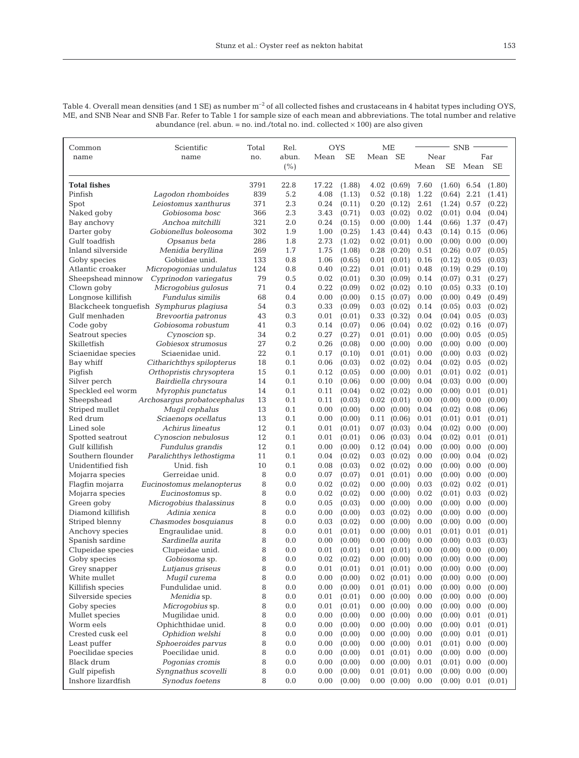Table 4. Overall mean densities (and 1 SE) as number $m^{-2}$ of all collected fishes and crustaceans in 4 habitat types including OYS, ME, and SNB Near and SNB Far. Refer to Table 1 for sample size of each mean and abbreviations. The total number and relative abundance (rel. abun. = no. ind./total no. ind. collected × 100) are also given

| Common name | Scientific name | Total no. | Rel. abun. (%) | OYS Mean | OYS SE | ME Mean | ME SE | SNB Near Mean | SNB Near SE | SNB Far Mean | SNB Far SE |
|---|---|---|---|---|---|---|---|---|---|---|---|
| **Total fishes** | | 3791 | 22.8 | 17.22 | (1.88) | 4.02 | (0.69) | 7.60 | (1.60) | 6.54 | (1.80) |
| Pinfish | *Lagodon rhomboides* | 839 | 5.2 | 4.08 | (1.13) | 0.52 | (0.18) | 1.22 | (0.64) | 2.21 | (1.41) |
| Spot | *Leiostomus xanthurus* | 371 | 2.3 | 0.24 | (0.11) | 0.20 | (0.12) | 2.61 | (1.24) | 0.57 | (0.22) |
| Naked goby | *Gobiosoma bosc* | 366 | 2.3 | 3.43 | (0.71) | 0.03 | (0.02) | 0.02 | (0.01) | 0.04 | (0.04) |
| Bay anchovy | *Anchoa mitchilli* | 321 | 2.0 | 0.24 | (0.15) | 0.00 | (0.00) | 1.44 | (0.66) | 1.37 | (0.47) |
| Darter goby | *Gobionellus boleosoma* | 302 | 1.9 | 1.00 | (0.25) | 1.43 | (0.44) | 0.43 | (0.14) | 0.15 | (0.06) |
| Gulf toadfish | *Opsanus beta* | 286 | 1.8 | 2.73 | (1.02) | 0.02 | (0.01) | 0.00 | (0.00) | 0.00 | (0.00) |
| Inland silverside | *Menidia beryllina* | 269 | 1.7 | 1.75 | (1.08) | 0.28 | (0.20) | 0.51 | (0.26) | 0.07 | (0.05) |
| Goby species | Gobiidae unid. | 133 | 0.8 | 1.06 | (0.65) | 0.01 | (0.01) | 0.16 | (0.12) | 0.05 | (0.03) |
| Atlantic croaker | *Micropogonias undulatus* | 124 | 0.8 | 0.40 | (0.22) | 0.01 | (0.01) | 0.48 | (0.19) | 0.29 | (0.10) |
| Sheepshead minnow | *Cyprinodon variegatus* | 79 | 0.5 | 0.02 | (0.01) | 0.30 | (0.09) | 0.14 | (0.07) | 0.31 | (0.27) |
| Clown goby | *Microgobius gulosus* | 71 | 0.4 | 0.22 | (0.09) | 0.02 | (0.02) | 0.10 | (0.05) | 0.33 | (0.10) |
| Longnose killifish | *Fundulus similis* | 68 | 0.4 | 0.00 | (0.00) | 0.15 | (0.07) | 0.00 | (0.00) | 0.49 | (0.49) |
| Blackcheek tonguefish | *Symphurus plagiusa* | 54 | 0.3 | 0.33 | (0.09) | 0.03 | (0.02) | 0.14 | (0.05) | 0.03 | (0.02) |
| Gulf menhaden | *Brevoortia patronus* | 43 | 0.3 | 0.01 | (0.01) | 0.33 | (0.32) | 0.04 | (0.04) | 0.05 | (0.03) |
| Code goby | *Gobiosoma robustum* | 41 | 0.3 | 0.14 | (0.07) | 0.06 | (0.04) | 0.02 | (0.02) | 0.16 | (0.07) |
| Seatrout species | *Cynoscion* sp. | 34 | 0.2 | 0.27 | (0.27) | 0.01 | (0.01) | 0.00 | (0.00) | 0.05 | (0.05) |
| Skilletfish | *Gobiesox strumosus* | 27 | 0.2 | 0.26 | (0.08) | 0.00 | (0.00) | 0.00 | (0.00) | 0.00 | (0.00) |
| Sciaenidae species | Sciaenidae unid. | 22 | 0.1 | 0.17 | (0.10) | 0.01 | (0.01) | 0.00 | (0.00) | 0.03 | (0.02) |
| Bay whiff | *Citharichthys spilopterus* | 18 | 0.1 | 0.06 | (0.03) | 0.02 | (0.02) | 0.04 | (0.02) | 0.05 | (0.02) |
| Pigfish | *Orthopristis chrysoptera* | 15 | 0.1 | 0.12 | (0.05) | 0.00 | (0.00) | 0.01 | (0.01) | 0.02 | (0.01) |
| Silver perch | *Bairdiella chrysoura* | 14 | 0.1 | 0.10 | (0.06) | 0.00 | (0.00) | 0.04 | (0.03) | 0.00 | (0.00) |
| Speckled eel worm | *Myrophis punctatus* | 14 | 0.1 | 0.11 | (0.04) | 0.02 | (0.02) | 0.00 | (0.00) | 0.01 | (0.01) |
| Sheepshead | *Archosargus probatocephalus* | 13 | 0.1 | 0.11 | (0.03) | 0.02 | (0.01) | 0.00 | (0.00) | 0.00 | (0.00) |
| Striped mullet | *Mugil cephalus* | 13 | 0.1 | 0.00 | (0.00) | 0.00 | (0.00) | 0.04 | (0.02) | 0.08 | (0.06) |
| Red drum | *Sciaenops ocellatus* | 13 | 0.1 | 0.00 | (0.00) | 0.11 | (0.06) | 0.01 | (0.01) | 0.01 | (0.01) |
| Lined sole | *Achirus lineatus* | 12 | 0.1 | 0.01 | (0.01) | 0.07 | (0.03) | 0.04 | (0.02) | 0.00 | (0.00) |
| Spotted seatrout | *Cynoscion nebulosus* | 12 | 0.1 | 0.01 | (0.01) | 0.06 | (0.03) | 0.04 | (0.02) | 0.01 | (0.01) |
| Gulf killifish | *Fundulus grandis* | 12 | 0.1 | 0.00 | (0.00) | 0.12 | (0.04) | 0.00 | (0.00) | 0.00 | (0.00) |
| Southern flounder | *Paralichthys lethostigma* | 11 | 0.1 | 0.04 | (0.02) | 0.03 | (0.02) | 0.00 | (0.00) | 0.04 | (0.02) |
| Unidentified fish | Unid. fish | 10 | 0.1 | 0.08 | (0.03) | 0.02 | (0.02) | 0.00 | (0.00) | 0.00 | (0.00) |
| Mojarra species | Gerreidae unid. | 8 | 0.0 | 0.07 | (0.07) | 0.01 | (0.01) | 0.00 | (0.00) | 0.00 | (0.00) |
| Flagfin mojarra | *Eucinostomus melanopterus* | 8 | 0.0 | 0.02 | (0.02) | 0.00 | (0.00) | 0.03 | (0.02) | 0.02 | (0.01) |
| Mojarra species | *Eucinostomus* sp. | 8 | 0.0 | 0.02 | (0.02) | 0.00 | (0.00) | 0.02 | (0.01) | 0.03 | (0.02) |
| Green goby | *Microgobius thalassinus* | 8 | 0.0 | 0.05 | (0.03) | 0.00 | (0.00) | 0.00 | (0.00) | 0.00 | (0.00) |
| Diamond killifish | *Adinia xenica* | 8 | 0.0 | 0.00 | (0.00) | 0.03 | (0.02) | 0.00 | (0.00) | 0.00 | (0.00) |
| Striped blenny | *Chasmodes bosquianus* | 8 | 0.0 | 0.03 | (0.02) | 0.00 | (0.00) | 0.00 | (0.00) | 0.00 | (0.00) |
| Anchovy species | Engraulidae unid. | 8 | 0.0 | 0.01 | (0.01) | 0.00 | (0.00) | 0.01 | (0.01) | 0.01 | (0.01) |
| Spanish sardine | *Sardinella aurita* | 8 | 0.0 | 0.00 | (0.00) | 0.00 | (0.00) | 0.00 | (0.00) | 0.03 | (0.03) |
| Clupeidae species | Clupeidae unid. | 8 | 0.0 | 0.01 | (0.01) | 0.01 | (0.01) | 0.00 | (0.00) | 0.00 | (0.00) |
| Goby species | *Gobiosoma* sp. | 8 | 0.0 | 0.02 | (0.02) | 0.00 | (0.00) | 0.00 | (0.00) | 0.00 | (0.00) |
| Grey snapper | *Lutjanus griseus* | 8 | 0.0 | 0.01 | (0.01) | 0.01 | (0.01) | 0.00 | (0.00) | 0.00 | (0.00) |
| White mullet | *Mugil curema* | 8 | 0.0 | 0.00 | (0.00) | 0.02 | (0.01) | 0.00 | (0.00) | 0.00 | (0.00) |
| Killifish species | Fundulidae unid. | 8 | 0.0 | 0.00 | (0.00) | 0.01 | (0.01) | 0.00 | (0.00) | 0.00 | (0.00) |
| Silverside species | *Menidia* sp. | 8 | 0.0 | 0.01 | (0.01) | 0.00 | (0.00) | 0.00 | (0.00) | 0.00 | (0.00) |
| Goby species | *Microgobius* sp. | 8 | 0.0 | 0.01 | (0.01) | 0.00 | (0.00) | 0.00 | (0.00) | 0.00 | (0.00) |
| Mullet species | Mugilidae unid. | 8 | 0.0 | 0.00 | (0.00) | 0.00 | (0.00) | 0.00 | (0.00) | 0.01 | (0.01) |
| Worm eels | Ophichthidae unid. | 8 | 0.0 | 0.00 | (0.00) | 0.00 | (0.00) | 0.00 | (0.00) | 0.01 | (0.01) |
| Crested cusk eel | *Ophidion welshi* | 8 | 0.0 | 0.00 | (0.00) | 0.00 | (0.00) | 0.00 | (0.00) | 0.01 | (0.01) |
| Least puffer | *Sphoeroides parvus* | 8 | 0.0 | 0.00 | (0.00) | 0.00 | (0.00) | 0.01 | (0.01) | 0.00 | (0.00) |
| Poecilidae species | Poecilidae unid. | 8 | 0.0 | 0.00 | (0.00) | 0.01 | (0.01) | 0.00 | (0.00) | 0.00 | (0.00) |
| Black drum | *Pogonias cromis* | 8 | 0.0 | 0.00 | (0.00) | 0.00 | (0.00) | 0.01 | (0.01) | 0.00 | (0.00) |
| Gulf pipefish | *Syngnathus scovelli* | 8 | 0.0 | 0.00 | (0.00) | 0.01 | (0.01) | 0.00 | (0.00) | 0.00 | (0.00) |
| Inshore lizardfish | *Synodus foetens* | 8 | 0.0 | 0.00 | (0.00) | 0.00 | (0.00) | 0.00 | (0.00) | 0.01 | (0.01) |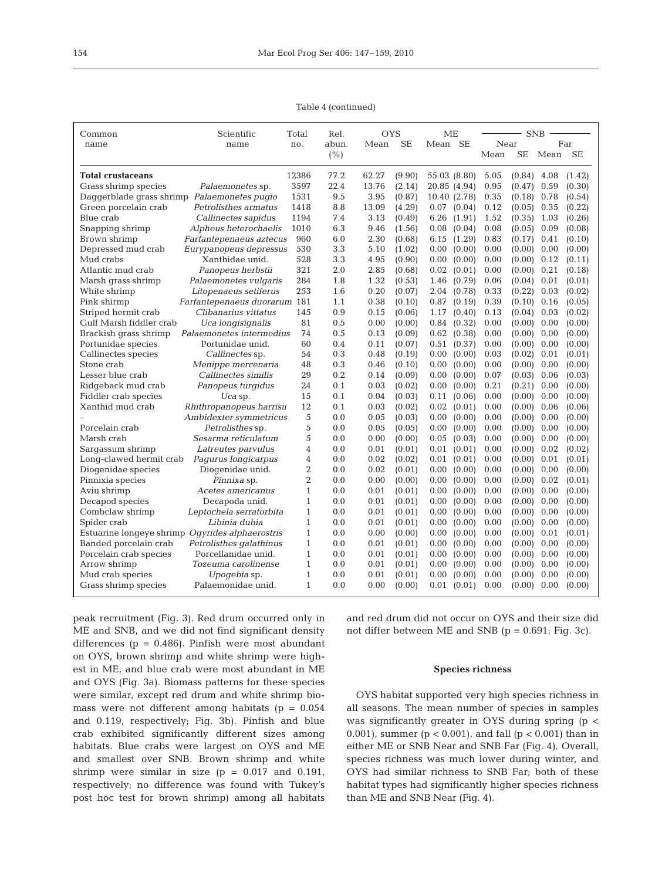Table 4 (continued)

| Common name | Scientific name | Total no. | Rel. abun. (%) | OYS Mean | OYS SE | ME Mean | ME SE | SNB Near Mean | SNB Near SE | SNB Far Mean | SNB Far SE |
|---|---|---|---|---|---|---|---|---|---|---|---|
| **Total crustaceans** | | 12386 | 77.2 | 62.27 | (9.90) | 55.03 | (8.80) | 5.05 | (0.84) | 4.08 | (1.42) |
| Grass shrimp species | *Palaemonetes* sp. | 3597 | 22.4 | 13.76 | (2.14) | 20.85 | (4.94) | 0.95 | (0.47) | 0.59 | (0.30) |
| Daggerblade grass shrimp | *Palaemonetes pugio* | 1531 | 9.5 | 3.95 | (0.87) | 10.40 | (2.78) | 0.35 | (0.18) | 0.78 | (0.54) |
| Green porcelain crab | *Petrolisthes armatus* | 1418 | 8.8 | 13.09 | (4.29) | 0.07 | (0.04) | 0.12 | (0.05) | 0.35 | (0.22) |
| Blue crab | *Callinectes sapidus* | 1194 | 7.4 | 3.13 | (0.49) | 6.26 | (1.91) | 1.52 | (0.35) | 1.03 | (0.26) |
| Snapping shrimp | *Alpheus heterochaelis* | 1010 | 6.3 | 9.46 | (1.56) | 0.08 | (0.04) | 0.08 | (0.05) | 0.09 | (0.08) |
| Brown shrimp | *Farfantepenaeus aztecus* | 960 | 6.0 | 2.30 | (0.68) | 6.15 | (1.29) | 0.83 | (0.17) | 0.41 | (0.10) |
| Depressed mud crab | *Eurypanopeus depressus* | 530 | 3.3 | 5.10 | (1.02) | 0.00 | (0.00) | 0.00 | (0.00) | 0.00 | (0.00) |
| Mud crabs | Xanthidae unid. | 528 | 3.3 | 4.95 | (0.90) | 0.00 | (0.00) | 0.00 | (0.00) | 0.12 | (0.11) |
| Atlantic mud crab | *Panopeus herbstii* | 321 | 2.0 | 2.85 | (0.68) | 0.02 | (0.01) | 0.00 | (0.00) | 0.21 | (0.18) |
| Marsh grass shrimp | *Palaemonetes vulgaris* | 284 | 1.8 | 1.32 | (0.53) | 1.46 | (0.79) | 0.06 | (0.04) | 0.01 | (0.01) |
| White shrimp | *Litopenaeus setiferus* | 253 | 1.6 | 0.20 | (0.07) | 2.04 | (0.78) | 0.33 | (0.22) | 0.03 | (0.02) |
| Pink shirmp | *Farfantepenaeus duorarum* | 181 | 1.1 | 0.38 | (0.10) | 0.87 | (0.19) | 0.39 | (0.10) | 0.16 | (0.05) |
| Striped hermit crab | *Clibanarius vittatus* | 145 | 0.9 | 0.15 | (0.06) | 1.17 | (0.40) | 0.13 | (0.04) | 0.03 | (0.02) |
| Gulf Marsh fiddler crab | *Uca longisignalis* | 81 | 0.5 | 0.00 | (0.00) | 0.84 | (0.32) | 0.00 | (0.00) | 0.00 | (0.00) |
| Brackish grass shrimp | *Palaemonetes intermedius* | 74 | 0.5 | 0.13 | (0.09) | 0.62 | (0.38) | 0.00 | (0.00) | 0.00 | (0.00) |
| Portunidae species | Portunidae unid. | 60 | 0.4 | 0.11 | (0.07) | 0.51 | (0.37) | 0.00 | (0.00) | 0.00 | (0.00) |
| Callinectes species | *Callinectes* sp. | 54 | 0.3 | 0.48 | (0.19) | 0.00 | (0.00) | 0.03 | (0.02) | 0.01 | (0.01) |
| Stone crab | *Menippe mercenaria* | 48 | 0.3 | 0.46 | (0.10) | 0.00 | (0.00) | 0.00 | (0.00) | 0.00 | (0.00) |
| Lesser blue crab | *Callinectes similis* | 29 | 0.2 | 0.14 | (0.09) | 0.00 | (0.00) | 0.07 | (0.03) | 0.06 | (0.03) |
| Ridgeback mud crab | *Panopeus turgidus* | 24 | 0.1 | 0.03 | (0.02) | 0.00 | (0.00) | 0.21 | (0.21) | 0.00 | (0.00) |
| Fiddler crab species | *Uca* sp. | 15 | 0.1 | 0.04 | (0.03) | 0.11 | (0.06) | 0.00 | (0.00) | 0.00 | (0.00) |
| Xanthid mud crab | *Rhithropanopeus harrisii* | 12 | 0.1 | 0.03 | (0.02) | 0.02 | (0.01) | 0.00 | (0.00) | 0.06 | (0.06) |
| – | *Ambidexter symmetricus* | 5 | 0.0 | 0.05 | (0.03) | 0.00 | (0.00) | 0.00 | (0.00) | 0.00 | (0.00) |
| Porcelain crab | *Petrolisthes* sp. | 5 | 0.0 | 0.05 | (0.05) | 0.00 | (0.00) | 0.00 | (0.00) | 0.00 | (0.00) |
| Marsh crab | *Sesarma reticulatum* | 5 | 0.0 | 0.00 | (0.00) | 0.05 | (0.03) | 0.00 | (0.00) | 0.00 | (0.00) |
| Sargassum shrimp | *Latreutes parvulus* | 4 | 0.0 | 0.01 | (0.01) | 0.01 | (0.01) | 0.00 | (0.00) | 0.02 | (0.02) |
| Long-clawed hermit crab | *Pagurus longicarpus* | 4 | 0.0 | 0.02 | (0.02) | 0.01 | (0.01) | 0.00 | (0.00) | 0.01 | (0.01) |
| Diogenidae species | Diogenidae unid. | 2 | 0.0 | 0.02 | (0.01) | 0.00 | (0.00) | 0.00 | (0.00) | 0.00 | (0.00) |
| Pinnixia species | *Pinnixa* sp. | 2 | 0.0 | 0.00 | (0.00) | 0.00 | (0.00) | 0.00 | (0.00) | 0.02 | (0.01) |
| Aviu shrimp | *Acetes americanus* | 1 | 0.0 | 0.01 | (0.01) | 0.00 | (0.00) | 0.00 | (0.00) | 0.00 | (0.00) |
| Decapod species | Decapoda unid. | 1 | 0.0 | 0.01 | (0.01) | 0.00 | (0.00) | 0.00 | (0.00) | 0.00 | (0.00) |
| Combclaw shrimp | *Leptochela serratorbita* | 1 | 0.0 | 0.01 | (0.01) | 0.00 | (0.00) | 0.00 | (0.00) | 0.00 | (0.00) |
| Spider crab | *Libinia dubia* | 1 | 0.0 | 0.01 | (0.01) | 0.00 | (0.00) | 0.00 | (0.00) | 0.00 | (0.00) |
| Estuarine longeye shrimp | *Ogyrides alphaerostris* | 1 | 0.0 | 0.00 | (0.00) | 0.00 | (0.00) | 0.00 | (0.00) | 0.01 | (0.01) |
| Banded porcelain crab | *Petrolisthes galathinus* | 1 | 0.0 | 0.01 | (0.01) | 0.00 | (0.00) | 0.00 | (0.00) | 0.00 | (0.00) |
| Porcelain crab species | Porcellanidae unid. | 1 | 0.0 | 0.01 | (0.01) | 0.00 | (0.00) | 0.00 | (0.00) | 0.00 | (0.00) |
| Arrow shrimp | *Tozeuma carolinense* | 1 | 0.0 | 0.01 | (0.01) | 0.00 | (0.00) | 0.00 | (0.00) | 0.00 | (0.00) |
| Mud crab species | *Upogebia* sp. | 1 | 0.0 | 0.01 | (0.01) | 0.00 | (0.00) | 0.00 | (0.00) | 0.00 | (0.00) |
| Grass shrimp species | Palaemonidae unid. | 1 | 0.0 | 0.00 | (0.00) | 0.01 | (0.01) | 0.00 | (0.00) | 0.00 | (0.00) |

peak recruitment (Fig. 3). Red drum occurred only in ME and SNB, and we did not find significant density differences ($p = 0.486$). Pinfish were most abundant on OYS, brown shrimp and white shrimp were highest in ME, and blue crab were most abundant in ME and OYS (Fig. 3a). Biomass patterns for these species were similar, except red drum and white shrimp biomass were not different among habitats ($p = 0.054$ and $0.119$, respectively; Fig. 3b). Pinfish and blue crab exhibited significantly different sizes among habitats. Blue crabs were largest on OYS and ME and smallest over SNB. Brown shrimp and white shrimp were similar in size ($p = 0.017$ and $0.191$, respectively; no difference was found with Tukey's post hoc test for brown shrimp) among all habitats and red drum did not occur on OYS and their size did not differ between ME and SNB ($p = 0.691$; Fig. 3c).

### Species richness

OYS habitat supported very high species richness in all seasons. The mean number of species in samples was significantly greater in OYS during spring ($p < 0.001$), summer ($p < 0.001$), and fall ($p < 0.001$) than in either ME or SNB Near and SNB Far (Fig. 4). Overall, species richness was much lower during winter, and OYS had similar richness to SNB Far; both of these habitat types had significantly higher species richness than ME and SNB Near (Fig. 4).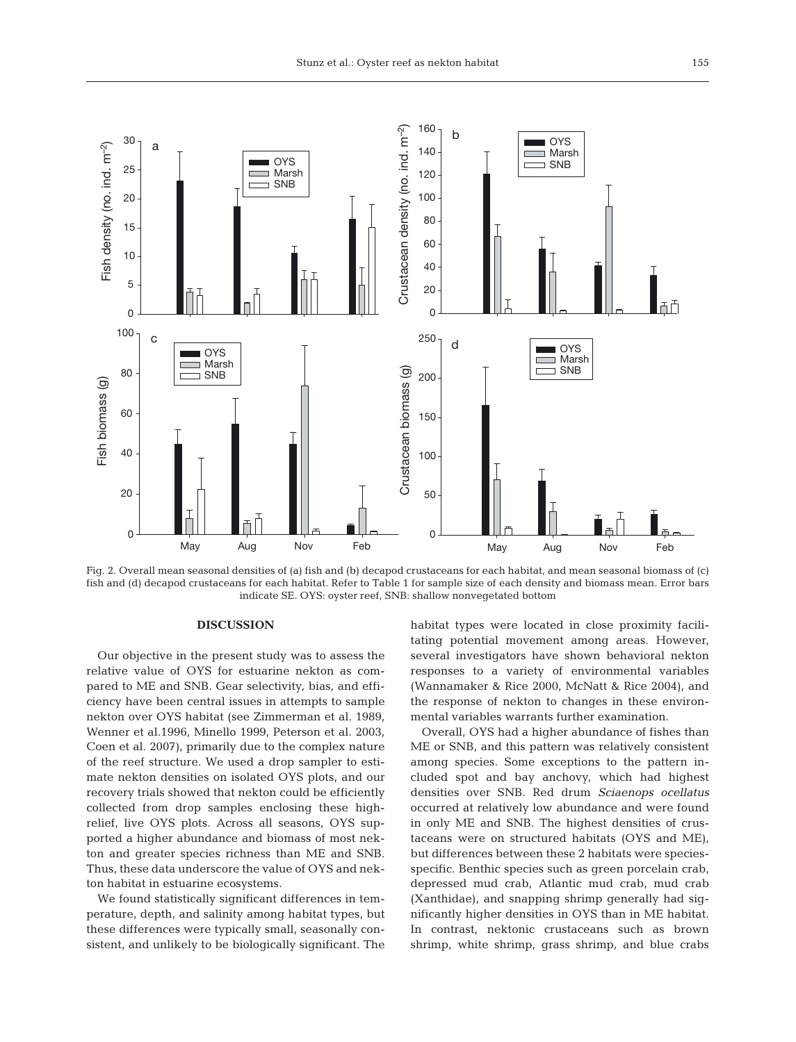Fig. 2. Overall mean seasonal densities of (a) fish and (b) decapod crustaceans for each habitat, and mean seasonal biomass of (c) fish and (d) decapod crustaceans for each habitat. Refer to Table 1 for sample size of each density and biomass mean. Error bars indicate SE. OYS: oyster reef, SNB: shallow nonvegetated bottom

## DISCUSSION

Our objective in the present study was to assess the relative value of OYS for estuarine nekton as compared to ME and SNB. Gear selectivity, bias, and efficiency have been central issues in attempts to sample nekton over OYS habitat (see Zimmerman et al. 1989, Wenner et al.1996, Minello 1999, Peterson et al. 2003, Coen et al. 2007), primarily due to the complex nature of the reef structure. We used a drop sampler to estimate nekton densities on isolated OYS plots, and our recovery trials showed that nekton could be efficiently collected from drop samples enclosing these high-relief, live OYS plots. Across all seasons, OYS supported a higher abundance and biomass of most nekton and greater species richness than ME and SNB. Thus, these data underscore the value of OYS and nekton habitat in estuarine ecosystems.

We found statistically significant differences in temperature, depth, and salinity among habitat types, but these differences were typically small, seasonally consistent, and unlikely to be biologically significant. The habitat types were located in close proximity facilitating potential movement among areas. However, several investigators have shown behavioral nekton responses to a variety of environmental variables (Wannamaker & Rice 2000, McNatt & Rice 2004), and the response of nekton to changes in these environmental variables warrants further examination.

Overall, OYS had a higher abundance of fishes than ME or SNB, and this pattern was relatively consistent among species. Some exceptions to the pattern included spot and bay anchovy, which had highest densities over SNB. Red drum *Sciaenops ocellatus* occurred at relatively low abundance and were found in only ME and SNB. The highest densities of crustaceans were on structured habitats (OYS and ME), but differences between these 2 habitats were species-specific. Benthic species such as green porcelain crab, depressed mud crab, Atlantic mud crab, mud crab (Xanthidae), and snapping shrimp generally had significantly higher densities in OYS than in ME habitat. In contrast, nektonic crustaceans such as brown shrimp, white shrimp, grass shrimp, and blue crabs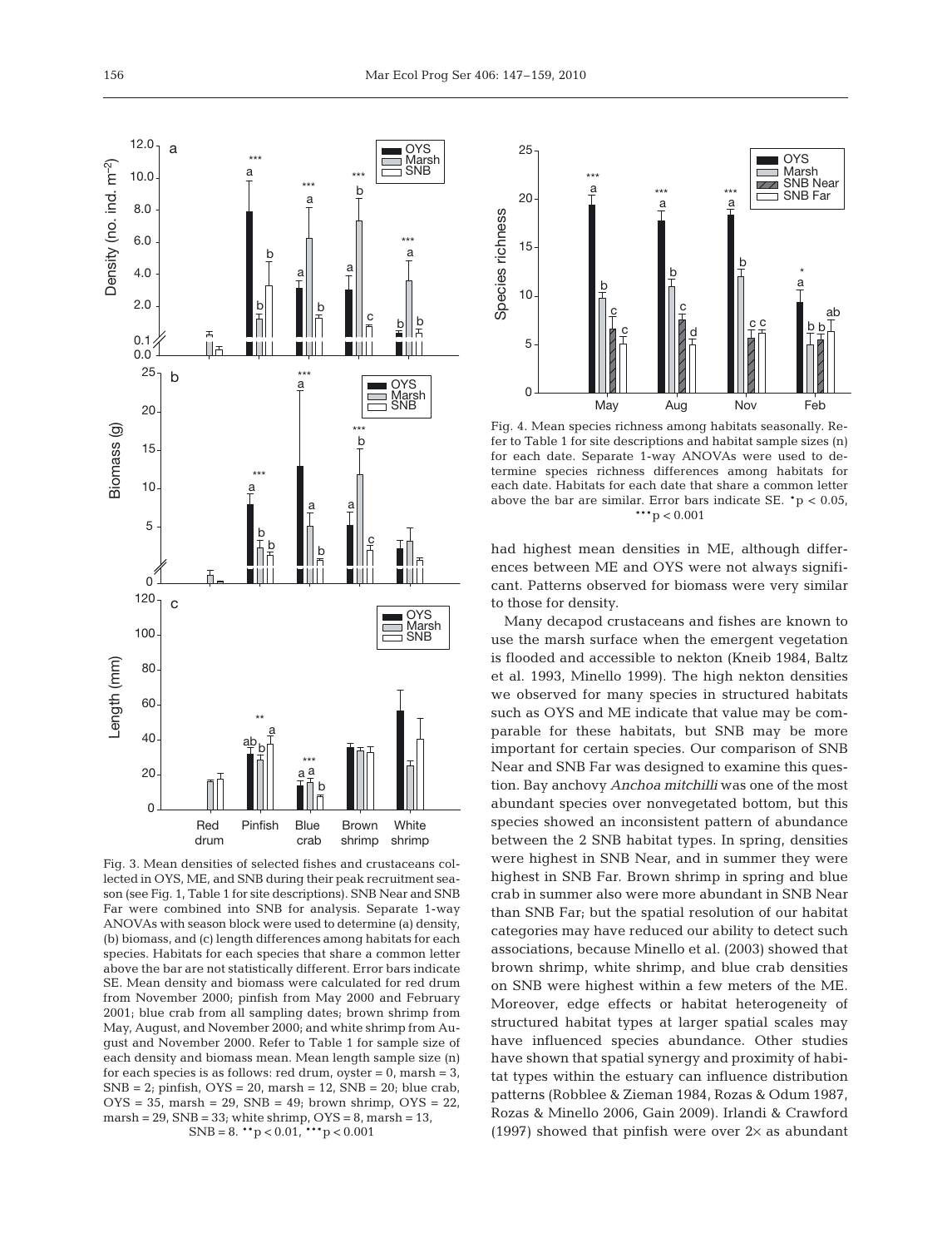Fig. 3. Mean densities of selected fishes and crustaceans collected in OYS, ME, and SNB during their peak recruitment season (see Fig. 1, Table 1 for site descriptions). SNB Near and SNB Far were combined into SNB for analysis. Separate 1-way ANOVAs with season block were used to determine (a) density, (b) biomass, and (c) length differences among habitats for each species. Habitats for each species that share a common letter above the bar are not statistically different. Error bars indicate SE. Mean density and biomass were calculated for red drum from November 2000; pinfish from May 2000 and February 2001; blue crab from all sampling dates; brown shrimp from May, August, and November 2000; and white shrimp from August and November 2000. Refer to Table 1 for sample size of each density and biomass mean. Mean length sample size (n) for each species is as follows: red drum, oyster = 0, marsh = 3, SNB = 2; pinfish, OYS = 20, marsh = 12, SNB = 20; blue crab, OYS = 35, marsh = 29, SNB = 49; brown shrimp, OYS = 22, marsh = 29, SNB = 33; white shrimp, OYS = 8, marsh = 13, SNB = 8. $^{**}p < 0.01$, $^{***}p < 0.001$

Fig. 4. Mean species richness among habitats seasonally. Refer to Table 1 for site descriptions and habitat sample sizes (n) for each date. Separate 1-way ANOVAs were used to determine species richness differences among habitats for each date. Habitats for each date that share a common letter above the bar are similar. Error bars indicate SE. $^{*}p < 0.05$, $^{***}p < 0.001$

had highest mean densities in ME, although differences between ME and OYS were not always significant. Patterns observed for biomass were very similar to those for density.

Many decapod crustaceans and fishes are known to use the marsh surface when the emergent vegetation is flooded and accessible to nekton (Kneib 1984, Baltz et al. 1993, Minello 1999). The high nekton densities we observed for many species in structured habitats such as OYS and ME indicate that value may be comparable for these habitats, but SNB may be more important for certain species. Our comparison of SNB Near and SNB Far was designed to examine this question. Bay anchovy *Anchoa mitchilli* was one of the most abundant species over nonvegetated bottom, but this species showed an inconsistent pattern of abundance between the 2 SNB habitat types. In spring, densities were highest in SNB Near, and in summer they were highest in SNB Far. Brown shrimp in spring and blue crab in summer also were more abundant in SNB Near than SNB Far; but the spatial resolution of our habitat categories may have reduced our ability to detect such associations, because Minello et al. (2003) showed that brown shrimp, white shrimp, and blue crab densities on SNB were highest within a few meters of the ME. Moreover, edge effects or habitat heterogeneity of structured habitat types at larger spatial scales may have influenced species abundance. Other studies have shown that spatial synergy and proximity of habitat types within the estuary can influence distribution patterns (Robblee & Zieman 1984, Rozas & Odum 1987, Rozas & Minello 2006, Gain 2009). Irlandi & Crawford (1997) showed that pinfish were over 2× as abundant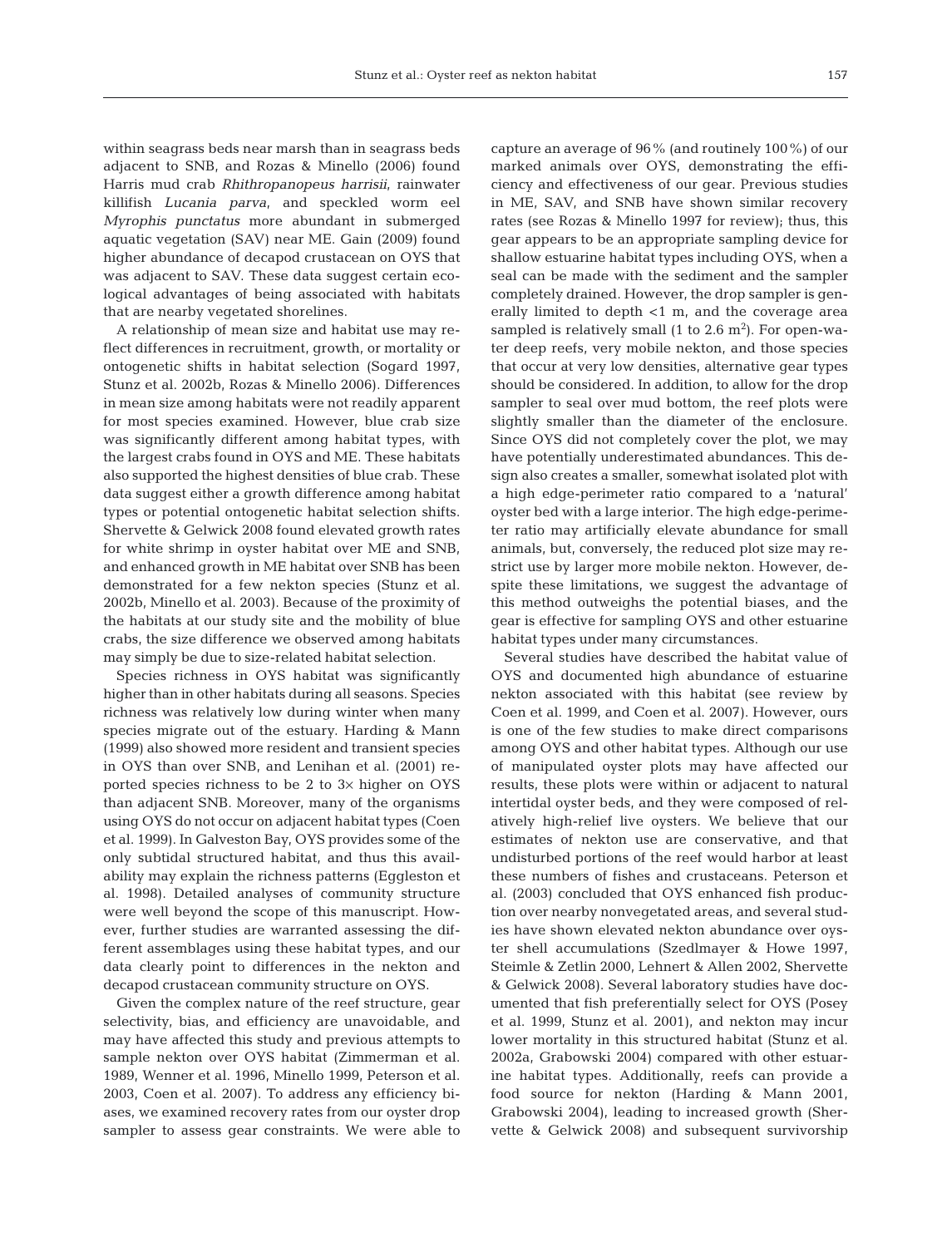within seagrass beds near marsh than in seagrass beds adjacent to SNB, and Rozas & Minello (2006) found Harris mud crab *Rhithropanopeus harrisii*, rainwater killifish *Lucania parva*, and speckled worm eel *Myrophis punctatus* more abundant in submerged aquatic vegetation (SAV) near ME. Gain (2009) found higher abundance of decapod crustacean on OYS that was adjacent to SAV. These data suggest certain ecological advantages of being associated with habitats that are nearby vegetated shorelines.

A relationship of mean size and habitat use may reflect differences in recruitment, growth, or mortality or ontogenetic shifts in habitat selection (Sogard 1997, Stunz et al. 2002b, Rozas & Minello 2006). Differences in mean size among habitats were not readily apparent for most species examined. However, blue crab size was significantly different among habitat types, with the largest crabs found in OYS and ME. These habitats also supported the highest densities of blue crab. These data suggest either a growth difference among habitat types or potential ontogenetic habitat selection shifts. Shervette & Gelwick 2008 found elevated growth rates for white shrimp in oyster habitat over ME and SNB, and enhanced growth in ME habitat over SNB has been demonstrated for a few nekton species (Stunz et al. 2002b, Minello et al. 2003). Because of the proximity of the habitats at our study site and the mobility of blue crabs, the size difference we observed among habitats may simply be due to size-related habitat selection.

Species richness in OYS habitat was significantly higher than in other habitats during all seasons. Species richness was relatively low during winter when many species migrate out of the estuary. Harding & Mann (1999) also showed more resident and transient species in OYS than over SNB, and Lenihan et al. (2001) reported species richness to be 2 to 3× higher on OYS than adjacent SNB. Moreover, many of the organisms using OYS do not occur on adjacent habitat types (Coen et al. 1999). In Galveston Bay, OYS provides some of the only subtidal structured habitat, and thus this availability may explain the richness patterns (Eggleston et al. 1998). Detailed analyses of community structure were well beyond the scope of this manuscript. However, further studies are warranted assessing the different assemblages using these habitat types, and our data clearly point to differences in the nekton and decapod crustacean community structure on OYS.

Given the complex nature of the reef structure, gear selectivity, bias, and efficiency are unavoidable, and may have affected this study and previous attempts to sample nekton over OYS habitat (Zimmerman et al. 1989, Wenner et al. 1996, Minello 1999, Peterson et al. 2003, Coen et al. 2007). To address any efficiency biases, we examined recovery rates from our oyster drop sampler to assess gear constraints. We were able to capture an average of 96% (and routinely 100%) of our marked animals over OYS, demonstrating the efficiency and effectiveness of our gear. Previous studies in ME, SAV, and SNB have shown similar recovery rates (see Rozas & Minello 1997 for review); thus, this gear appears to be an appropriate sampling device for shallow estuarine habitat types including OYS, when a seal can be made with the sediment and the sampler completely drained. However, the drop sampler is generally limited to depth <1 m, and the coverage area sampled is relatively small (1 to 2.6 $m^2$). For open-water deep reefs, very mobile nekton, and those species that occur at very low densities, alternative gear types should be considered. In addition, to allow for the drop sampler to seal over mud bottom, the reef plots were slightly smaller than the diameter of the enclosure. Since OYS did not completely cover the plot, we may have potentially underestimated abundances. This design also creates a smaller, somewhat isolated plot with a high edge-perimeter ratio compared to a 'natural' oyster bed with a large interior. The high edge-perimeter ratio may artificially elevate abundance for small animals, but, conversely, the reduced plot size may restrict use by larger more mobile nekton. However, despite these limitations, we suggest the advantage of this method outweighs the potential biases, and the gear is effective for sampling OYS and other estuarine habitat types under many circumstances.

Several studies have described the habitat value of OYS and documented high abundance of estuarine nekton associated with this habitat (see review by Coen et al. 1999, and Coen et al. 2007). However, ours is one of the few studies to make direct comparisons among OYS and other habitat types. Although our use of manipulated oyster plots may have affected our results, these plots were within or adjacent to natural intertidal oyster beds, and they were composed of relatively high-relief live oysters. We believe that our estimates of nekton use are conservative, and that undisturbed portions of the reef would harbor at least these numbers of fishes and crustaceans. Peterson et al. (2003) concluded that OYS enhanced fish production over nearby nonvegetated areas, and several studies have shown elevated nekton abundance over oyster shell accumulations (Szedlmayer & Howe 1997, Steimle & Zetlin 2000, Lehnert & Allen 2002, Shervette & Gelwick 2008). Several laboratory studies have documented that fish preferentially select for OYS (Posey et al. 1999, Stunz et al. 2001), and nekton may incur lower mortality in this structured habitat (Stunz et al. 2002a, Grabowski 2004) compared with other estuarine habitat types. Additionally, reefs can provide a food source for nekton (Harding & Mann 2001, Grabowski 2004), leading to increased growth (Shervette & Gelwick 2008) and subsequent survivorship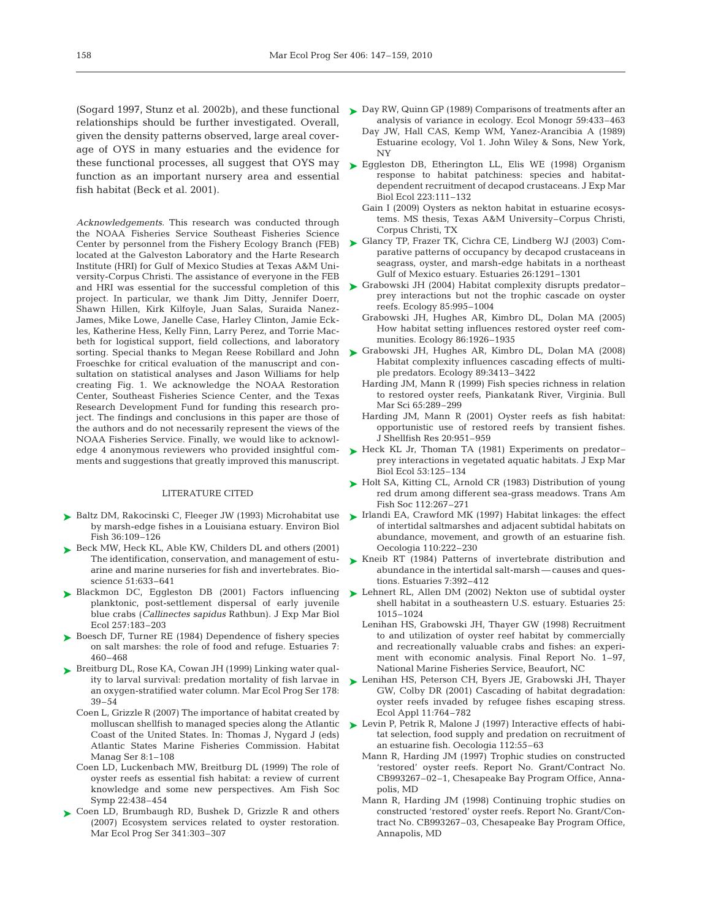(Sogard 1997, Stunz et al. 2002b), and these functional relationships should be further investigated. Overall, given the density patterns observed, large areal coverage of OYS in many estuaries and the evidence for these functional processes, all suggest that OYS may function as an important nursery area and essential fish habitat (Beck et al. 2001).

*Acknowledgements.* This research was conducted through the NOAA Fisheries Service Southeast Fisheries Science Center by personnel from the Fishery Ecology Branch (FEB) located at the Galveston Laboratory and the Harte Research Institute (HRI) for Gulf of Mexico Studies at Texas A&M University-Corpus Christi. The assistance of everyone in the FEB and HRI was essential for the successful completion of this project. In particular, we thank Jim Ditty, Jennifer Doerr, Shawn Hillen, Kirk Kilfoyle, Juan Salas, Suraida Nanez-James, Mike Lowe, Janelle Case, Harley Clinton, Jamie Eckles, Katherine Hess, Kelly Finn, Larry Perez, and Torrie Macbeth for logistical support, field collections, and laboratory sorting. Special thanks to Megan Reese Robillard and John Froeschke for critical evaluation of the manuscript and consultation on statistical analyses and Jason Williams for help creating Fig. 1. We acknowledge the NOAA Restoration Center, Southeast Fisheries Science Center, and the Texas Research Development Fund for funding this research project. The findings and conclusions in this paper are those of the authors and do not necessarily represent the views of the NOAA Fisheries Service. Finally, we would like to acknowledge 4 anonymous reviewers who provided insightful comments and suggestions that greatly improved this manuscript.

## LITERATURE CITED

- Baltz DM, Rakocinski C, Fleeger JW (1993) Microhabitat use by marsh-edge fishes in a Louisiana estuary. Environ Biol Fish 36:109–126
- Beck MW, Heck KL, Able KW, Childers DL and others (2001) The identification, conservation, and management of estuarine and marine nurseries for fish and invertebrates. Bioscience 51:633–641
- Blackmon DC, Eggleston DB (2001) Factors influencing planktonic, post-settlement dispersal of early juvenile blue crabs (*Callinectes sapidus* Rathbun). J Exp Mar Biol Ecol 257:183–203
- Boesch DF, Turner RE (1984) Dependence of fishery species on salt marshes: the role of food and refuge. Estuaries 7: 460–468
- Breitburg DL, Rose KA, Cowan JH (1999) Linking water quality to larval survival: predation mortality of fish larvae in an oxygen-stratified water column. Mar Ecol Prog Ser 178: 39–54
- Coen L, Grizzle R (2007) The importance of habitat created by molluscan shellfish to managed species along the Atlantic Coast of the United States. In: Thomas J, Nygard J (eds) Atlantic States Marine Fisheries Commission. Habitat Manag Ser 8:1–108
- Coen LD, Luckenbach MW, Breitburg DL (1999) The role of oyster reefs as essential fish habitat: a review of current knowledge and some new perspectives. Am Fish Soc Symp 22:438–454
- Coen LD, Brumbaugh RD, Bushek D, Grizzle R and others (2007) Ecosystem services related to oyster restoration. Mar Ecol Prog Ser 341:303–307
- Day RW, Quinn GP (1989) Comparisons of treatments after an analysis of variance in ecology. Ecol Monogr 59:433–463
- Day JW, Hall CAS, Kemp WM, Yanez-Arancibia A (1989) Estuarine ecology, Vol 1. John Wiley & Sons, New York, NY
- Eggleston DB, Etherington LL, Elis WE (1998) Organism response to habitat patchiness: species and habitat-dependent recruitment of decapod crustaceans. J Exp Mar Biol Ecol 223:111–132
- Gain I (2009) Oysters as nekton habitat in estuarine ecosystems. MS thesis, Texas A&M University–Corpus Christi, Corpus Christi, TX
- Glancy TP, Frazer TK, Cichra CE, Lindberg WJ (2003) Comparative patterns of occupancy by decapod crustaceans in seagrass, oyster, and marsh-edge habitats in a northeast Gulf of Mexico estuary. Estuaries 26:1291–1301
- Grabowski JH (2004) Habitat complexity disrupts predator–prey interactions but not the trophic cascade on oyster reefs. Ecology 85:995–1004
- Grabowski JH, Hughes AR, Kimbro DL, Dolan MA (2005) How habitat setting influences restored oyster reef communities. Ecology 86:1926–1935
- Grabowski JH, Hughes AR, Kimbro DL, Dolan MA (2008) Habitat complexity influences cascading effects of multiple predators. Ecology 89:3413–3422
- Harding JM, Mann R (1999) Fish species richness in relation to restored oyster reefs, Piankatank River, Virginia. Bull Mar Sci 65:289–299
- Harding JM, Mann R (2001) Oyster reefs as fish habitat: opportunistic use of restored reefs by transient fishes. J Shellfish Res 20:951–959
- Heck KL Jr, Thoman TA (1981) Experiments on predator–prey interactions in vegetated aquatic habitats. J Exp Mar Biol Ecol 53:125–134
- Holt SA, Kitting CL, Arnold CR (1983) Distribution of young red drum among different sea-grass meadows. Trans Am Fish Soc 112:267–271
- Irlandi EA, Crawford MK (1997) Habitat linkages: the effect of intertidal saltmarshes and adjacent subtidal habitats on abundance, movement, and growth of an estuarine fish. Oecologia 110:222–230
- Kneib RT (1984) Patterns of invertebrate distribution and abundance in the intertidal salt-marsh — causes and questions. Estuaries 7:392–412
- Lehnert RL, Allen DM (2002) Nekton use of subtidal oyster shell habitat in a southeastern U.S. estuary. Estuaries 25: 1015–1024
- Lenihan HS, Grabowski JH, Thayer GW (1998) Recruitment to and utilization of oyster reef habitat by commercially and recreationally valuable crabs and fishes: an experiment with economic analysis. Final Report No. 1–97, National Marine Fisheries Service, Beaufort, NC
- Lenihan HS, Peterson CH, Byers JE, Grabowski JH, Thayer GW, Colby DR (2001) Cascading of habitat degradation: oyster reefs invaded by refugee fishes escaping stress. Ecol Appl 11:764–782
- Levin P, Petrik R, Malone J (1997) Interactive effects of habitat selection, food supply and predation on recruitment of an estuarine fish. Oecologia 112:55–63
- Mann R, Harding JM (1997) Trophic studies on constructed 'restored' oyster reefs. Report No. Grant/Contract No. CB993267–02–1, Chesapeake Bay Program Office, Annapolis, MD
- Mann R, Harding JM (1998) Continuing trophic studies on constructed 'restored' oyster reefs. Report No. Grant/Contract No. CB993267–03, Chesapeake Bay Program Office, Annapolis, MD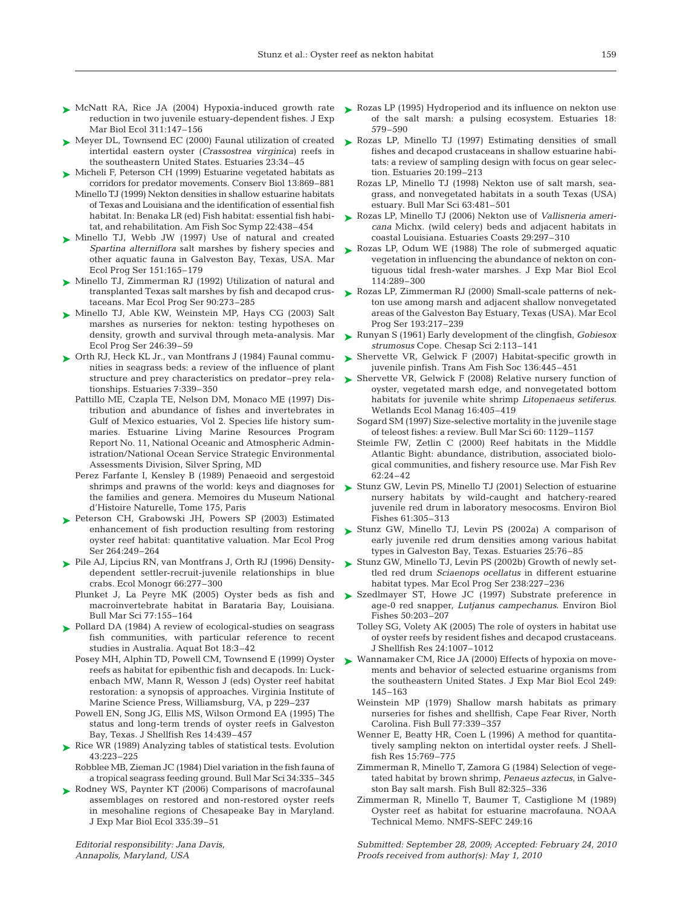McNatt RA, Rice JA (2004) Hypoxia-induced growth rate reduction in two juvenile estuary-dependent fishes. J Exp Mar Biol Ecol 311:147–156

Meyer DL, Townsend EC (2000) Faunal utilization of created intertidal eastern oyster (*Crassostrea virginica*) reefs in the southeastern United States. Estuaries 23:34–45

Micheli F, Peterson CH (1999) Estuarine vegetated habitats as corridors for predator movements. Conserv Biol 13:869–881

Minello TJ (1999) Nekton densities in shallow estuarine habitats of Texas and Louisiana and the identification of essential fish habitat. In: Benaka LR (ed) Fish habitat: essential fish habitat, and rehabilitation. Am Fish Soc Symp 22:438–454

Minello TJ, Webb JW (1997) Use of natural and created *Spartina alterniflora* salt marshes by fishery species and other aquatic fauna in Galveston Bay, Texas, USA. Mar Ecol Prog Ser 151:165–179

Minello TJ, Zimmerman RJ (1992) Utilization of natural and transplanted Texas salt marshes by fish and decapod crustaceans. Mar Ecol Prog Ser 90:273–285

Minello TJ, Able KW, Weinstein MP, Hays CG (2003) Salt marshes as nurseries for nekton: testing hypotheses on density, growth and survival through meta-analysis. Mar Ecol Prog Ser 246:39–59

Orth RJ, Heck KL Jr., van Montfrans J (1984) Faunal communities in seagrass beds: a review of the influence of plant structure and prey characteristics on predator–prey relationships. Estuaries 7:339–350

Pattillo ME, Czapla TE, Nelson DM, Monaco ME (1997) Distribution and abundance of fishes and invertebrates in Gulf of Mexico estuaries, Vol 2. Species life history summaries. Estuarine Living Marine Resources Program Report No. 11, National Oceanic and Atmospheric Administration/National Ocean Service Strategic Environmental Assessments Division, Silver Spring, MD

Perez Farfante I, Kensley B (1989) Penaeoid and sergestoid shrimps and prawns of the world: keys and diagnoses for the families and genera. Memoires du Museum National d'Histoire Naturelle, Tome 175, Paris

Peterson CH, Grabowski JH, Powers SP (2003) Estimated enhancement of fish production resulting from restoring oyster reef habitat: quantitative valuation. Mar Ecol Prog Ser 264:249–264

Pile AJ, Lipcius RN, van Montfrans J, Orth RJ (1996) Density-dependent settler-recruit-juvenile relationships in blue crabs. Ecol Monogr 66:277–300

Plunket J, La Peyre MK (2005) Oyster beds as fish and macroinvertebrate habitat in Barataria Bay, Louisiana. Bull Mar Sci 77:155–164

Pollard DA (1984) A review of ecological-studies on seagrass fish communities, with particular reference to recent studies in Australia. Aquat Bot 18:3–42

Posey MH, Alphin TD, Powell CM, Townsend E (1999) Oyster reefs as habitat for epibenthic fish and decapods. In: Luckenbach MW, Mann R, Wesson J (eds) Oyster reef habitat restoration: a synopsis of approaches. Virginia Institute of Marine Science Press, Williamsburg, VA, p 229–237

Powell EN, Song JG, Ellis MS, Wilson Ormond EA (1995) The status and long-term trends of oyster reefs in Galveston Bay, Texas. J Shellfish Res 14:439–457

Rice WR (1989) Analyzing tables of statistical tests. Evolution 43:223–225

Robblee MB, Zieman JC (1984) Diel variation in the fish fauna of a tropical seagrass feeding ground. Bull Mar Sci 34:335–345

Rodney WS, Paynter KT (2006) Comparisons of macrofaunal assemblages on restored and non-restored oyster reefs in mesohaline regions of Chesapeake Bay in Maryland. J Exp Mar Biol Ecol 335:39–51

Rozas LP (1995) Hydroperiod and its influence on nekton use of the salt marsh: a pulsing ecosystem. Estuaries 18: 579–590

Rozas LP, Minello TJ (1997) Estimating densities of small fishes and decapod crustaceans in shallow estuarine habitats: a review of sampling design with focus on gear selection. Estuaries 20:199–213

Rozas LP, Minello TJ (1998) Nekton use of salt marsh, seagrass, and nonvegetated habitats in a south Texas (USA) estuary. Bull Mar Sci 63:481–501

Rozas LP, Minello TJ (2006) Nekton use of *Vallisneria americana* Michx. (wild celery) beds and adjacent habitats in coastal Louisiana. Estuaries Coasts 29:297–310

Rozas LP, Odum WE (1988) The role of submerged aquatic vegetation in influencing the abundance of nekton on contiguous tidal fresh-water marshes. J Exp Mar Biol Ecol 114:289–300

Rozas LP, Zimmerman RJ (2000) Small-scale patterns of nekton use among marsh and adjacent shallow nonvegetated areas of the Galveston Bay Estuary, Texas (USA). Mar Ecol Prog Ser 193:217–239

Runyan S (1961) Early development of the clingfish, *Gobiesox strumosus* Cope. Chesap Sci 2:113–141

Shervette VR, Gelwick F (2007) Habitat-specific growth in juvenile pinfish. Trans Am Fish Soc 136:445–451

Shervette VR, Gelwick F (2008) Relative nursery function of oyster, vegetated marsh edge, and nonvegetated bottom habitats for juvenile white shrimp *Litopenaeus setiferus*. Wetlands Ecol Manag 16:405–419

Sogard SM (1997) Size-selective mortality in the juvenile stage of teleost fishes: a review. Bull Mar Sci 60: 1129–1157

Steimle FW, Zetlin C (2000) Reef habitats in the Middle Atlantic Bight: abundance, distribution, associated biological communities, and fishery resource use. Mar Fish Rev 62:24–42

Stunz GW, Levin PS, Minello TJ (2001) Selection of estuarine nursery habitats by wild-caught and hatchery-reared juvenile red drum in laboratory mesocosms. Environ Biol Fishes 61:305–313

Stunz GW, Minello TJ, Levin PS (2002a) A comparison of early juvenile red drum densities among various habitat types in Galveston Bay, Texas. Estuaries 25:76–85

Stunz GW, Minello TJ, Levin PS (2002b) Growth of newly settled red drum *Sciaenops ocellatus* in different estuarine habitat types. Mar Ecol Prog Ser 238:227–236

Szedlmayer ST, Howe JC (1997) Substrate preference in age-0 red snapper, *Lutjanus campechanus*. Environ Biol Fishes 50:203–207

Tolley SG, Volety AK (2005) The role of oysters in habitat use of oyster reefs by resident fishes and decapod crustaceans. J Shellfish Res 24:1007–1012

Wannamaker CM, Rice JA (2000) Effects of hypoxia on movements and behavior of selected estuarine organisms from the southeastern United States. J Exp Mar Biol Ecol 249: 145–163

Weinstein MP (1979) Shallow marsh habitats as primary nurseries for fishes and shellfish, Cape Fear River, North Carolina. Fish Bull 77:339–357

Wenner E, Beatty HR, Coen L (1996) A method for quantitatively sampling nekton on intertidal oyster reefs. J Shellfish Res 15:769–775

Zimmerman R, Minello T, Zamora G (1984) Selection of vegetated habitat by brown shrimp, *Penaeus aztecus*, in Galveston Bay salt marsh. Fish Bull 82:325–336

Zimmerman R, Minello T, Baumer T, Castiglione M (1989) Oyster reef as habitat for estuarine macrofauna. NOAA Technical Memo. NMFS-SEFC 249:16

*Editorial responsibility: Jana Davis, Annapolis, Maryland, USA*

*Submitted: September 28, 2009; Accepted: February 24, 2010*
*Proofs received from author(s): May 1, 2010*